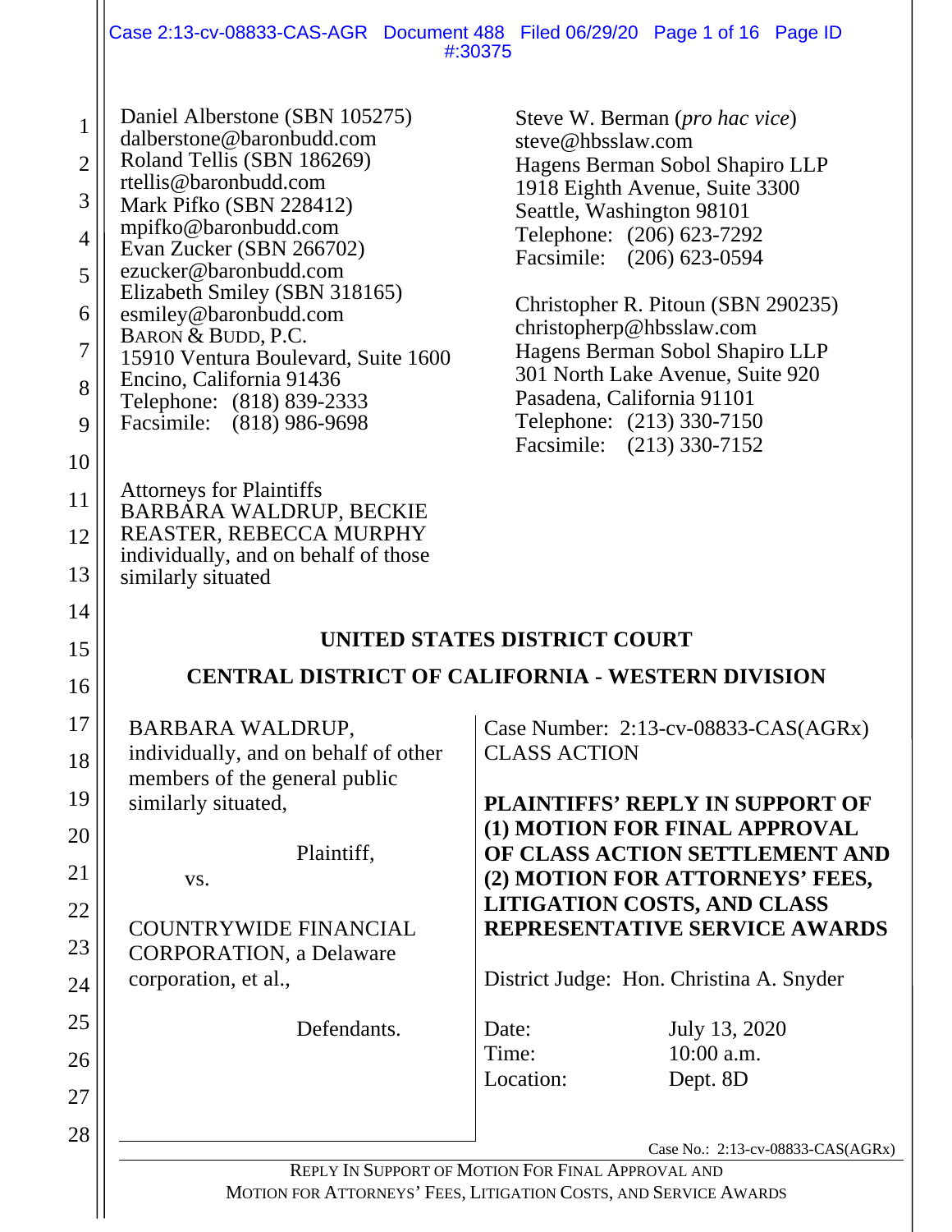Daniel Alberstone (SBN 105275)
dalberstone@baronbudd.com
Roland Tellis (SBN 186269)
rtellis@baronbudd.com
Mark Pifko (SBN 228412)
mpifko@baronbudd.com
Evan Zucker (SBN 266702)
ezucker@baronbudd.com
Elizabeth Smiley (SBN 318165)
esmiley@baronbudd.com
BARON & BUDD, P.C.
15910 Ventura Boulevard, Suite 1600
Encino, California 91436
Telephone: (818) 839-2333
Facsimile: (818) 986-9698

Steve W. Berman (*pro hac vice*)
steve@hbsslaw.com
Hagens Berman Sobol Shapiro LLP
1918 Eighth Avenue, Suite 3300
Seattle, Washington 98101
Telephone: (206) 623-7292
Facsimile: (206) 623-0594

Christopher R. Pitoun (SBN 290235)
christopherp@hbsslaw.com
Hagens Berman Sobol Shapiro LLP
301 North Lake Avenue, Suite 920
Pasadena, California 91101
Telephone: (213) 330-7150
Facsimile: (213) 330-7152

Attorneys for Plaintiffs
BARBARA WALDRUP, BECKIE REASTER, REBECCA MURPHY individually, and on behalf of those similarly situated

**UNITED STATES DISTRICT COURT**

**CENTRAL DISTRICT OF CALIFORNIA - WESTERN DIVISION**

BARBARA WALDRUP, individually, and on behalf of other members of the general public similarly situated,

Plaintiff,

vs.

COUNTRYWIDE FINANCIAL CORPORATION, a Delaware corporation, et al.,

Defendants.

Case Number: 2:13-cv-08833-CAS(AGRx)
CLASS ACTION

**PLAINTIFFS' REPLY IN SUPPORT OF (1) MOTION FOR FINAL APPROVAL OF CLASS ACTION SETTLEMENT AND (2) MOTION FOR ATTORNEYS' FEES, LITIGATION COSTS, AND CLASS REPRESENTATIVE SERVICE AWARDS**

District Judge: Hon. Christina A. Snyder

Date: July 13, 2020
Time: 10:00 a.m.
Location: Dept. 8D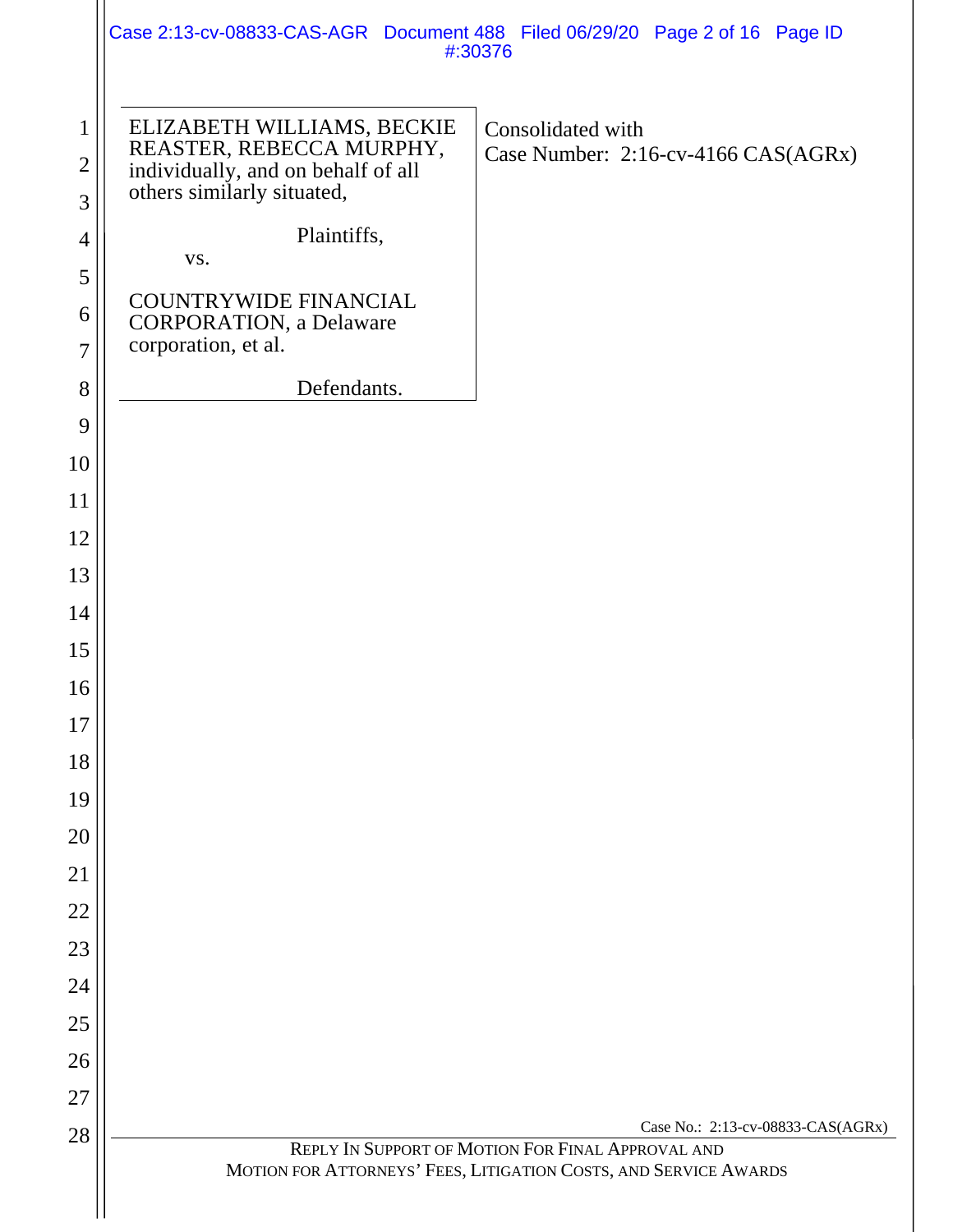ELIZABETH WILLIAMS, BECKIE REASTER, REBECCA MURPHY, individually, and on behalf of all others similarly situated,

Plaintiffs,

vs.

COUNTRYWIDE FINANCIAL CORPORATION, a Delaware corporation, et al.

Defendants.

Consolidated with
Case Number: 2:16-cv-4166 CAS(AGRx)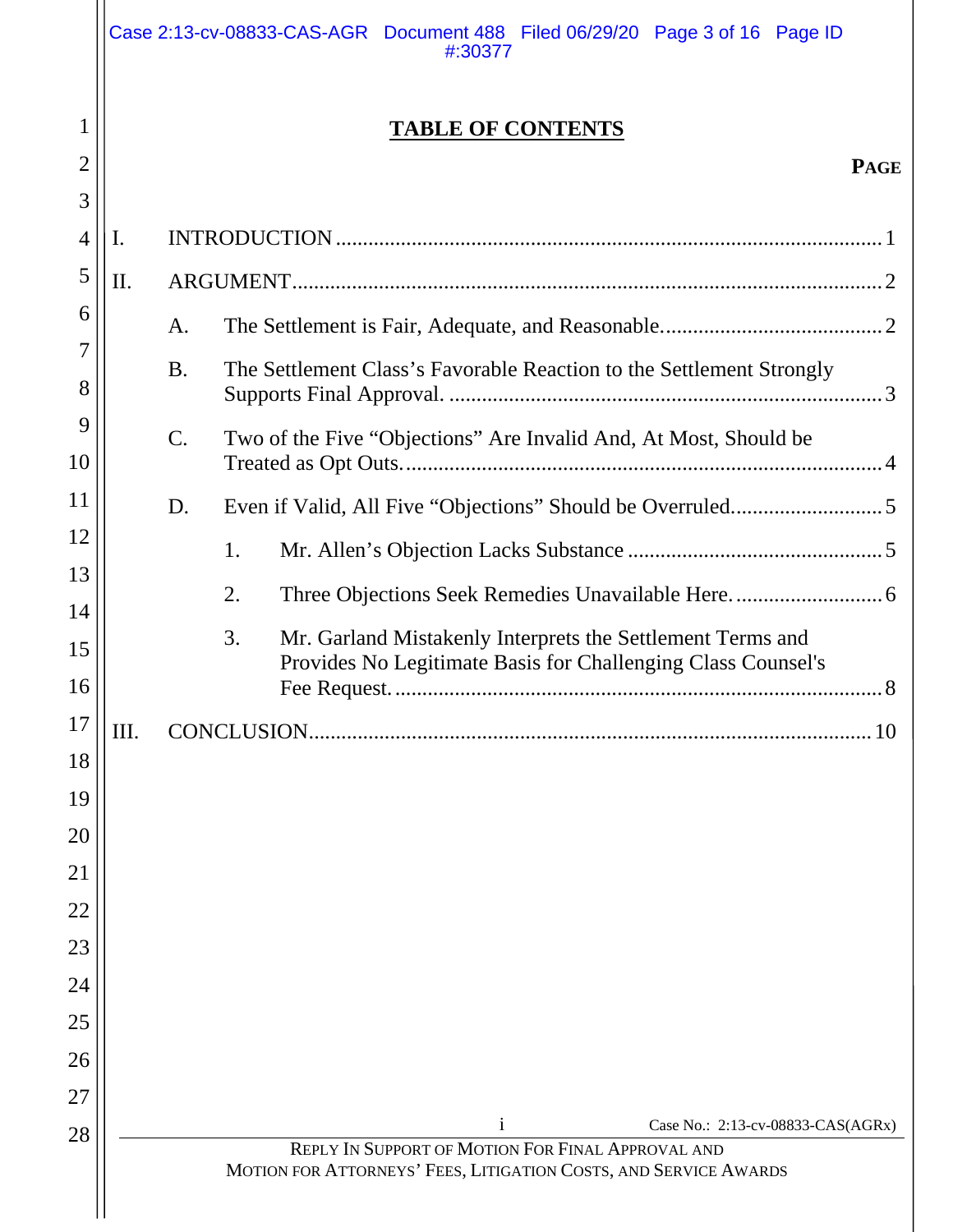## TABLE OF CONTENTS

**PAGE**

I. INTRODUCTION ........ 1

II. ARGUMENT ........ 2

- A. The Settlement is Fair, Adequate, and Reasonable. ........ 2
- B. The Settlement Class's Favorable Reaction to the Settlement Strongly Supports Final Approval. ........ 3
- C. Two of the Five "Objections" Are Invalid And, At Most, Should be Treated as Opt Outs. ........ 4
- D. Even if Valid, All Five "Objections" Should be Overruled. ........ 5
  - 1. Mr. Allen's Objection Lacks Substance ........ 5
  - 2. Three Objections Seek Remedies Unavailable Here. ........ 6
  - 3. Mr. Garland Mistakenly Interprets the Settlement Terms and Provides No Legitimate Basis for Challenging Class Counsel's Fee Request. ........ 8

III. CONCLUSION ........ 10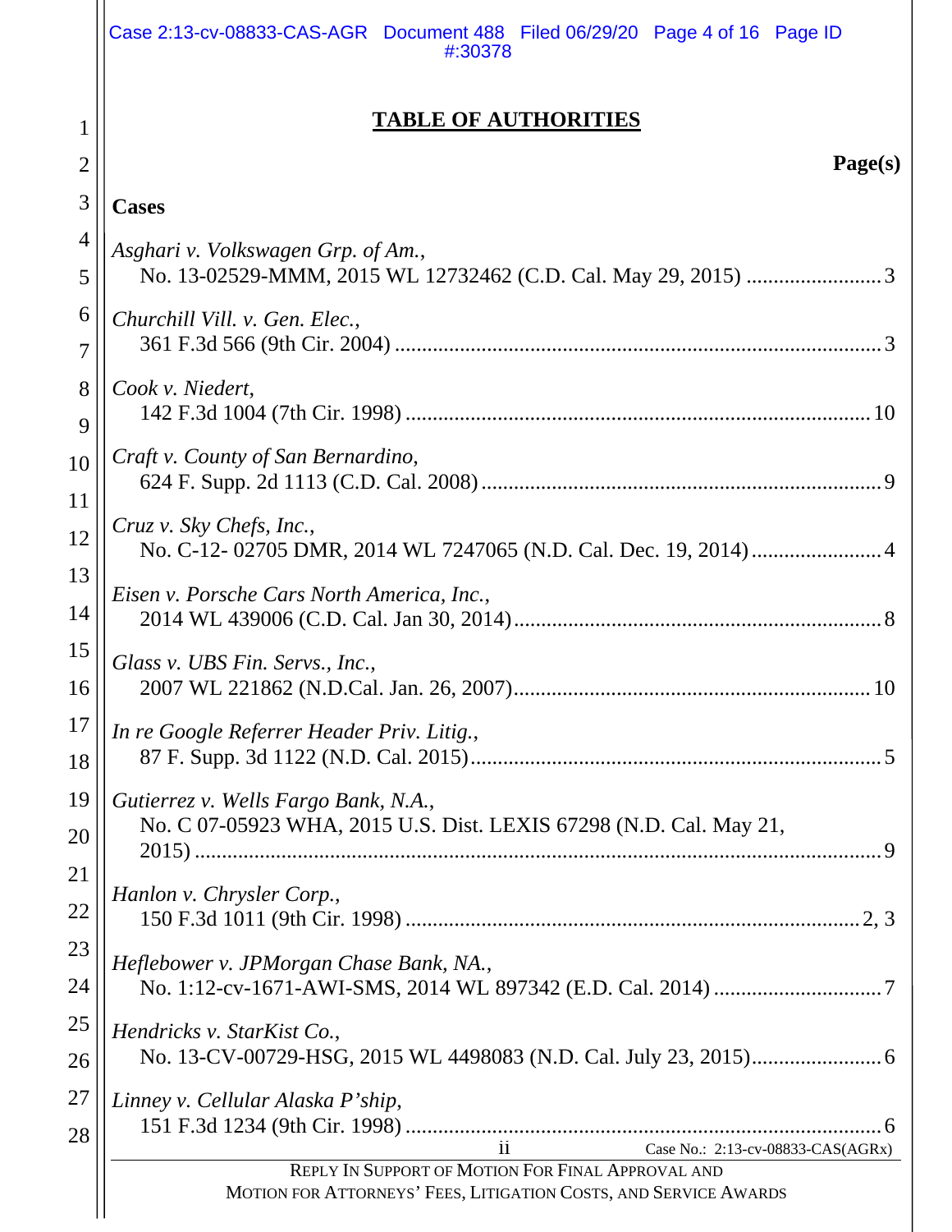## TABLE OF AUTHORITIES

**Page(s)**

**Cases**

*Asghari v. Volkswagen Grp. of Am.*,
No. 13-02529-MMM, 2015 WL 12732462 (C.D. Cal. May 29, 2015) ........................ 3

*Churchill Vill. v. Gen. Elec.*,
361 F.3d 566 (9th Cir. 2004) ........................................................................................ 3

*Cook v. Niedert*,
142 F.3d 1004 (7th Cir. 1998) ...................................................................................... 10

*Craft v. County of San Bernardino*,
624 F. Supp. 2d 1113 (C.D. Cal. 2008) ........................................................................ 9

*Cruz v. Sky Chefs, Inc.*,
No. C-12- 02705 DMR, 2014 WL 7247065 (N.D. Cal. Dec. 19, 2014) ........................ 4

*Eisen v. Porsche Cars North America, Inc.*,
2014 WL 439006 (C.D. Cal. Jan 30, 2014) ................................................................... 8

*Glass v. UBS Fin. Servs., Inc.*,
2007 WL 221862 (N.D.Cal. Jan. 26, 2007) ................................................................. 10

*In re Google Referrer Header Priv. Litig.*,
87 F. Supp. 3d 1122 (N.D. Cal. 2015) .......................................................................... 5

*Gutierrez v. Wells Fargo Bank, N.A.*,
No. C 07-05923 WHA, 2015 U.S. Dist. LEXIS 67298 (N.D. Cal. May 21, 2015) ........................................................................................................................... 9

*Hanlon v. Chrysler Corp.*,
150 F.3d 1011 (9th Cir. 1998) .................................................................................... 2, 3

*Heflebower v. JPMorgan Chase Bank, NA.*,
No. 1:12-cv-1671-AWI-SMS, 2014 WL 897342 (E.D. Cal. 2014) ............................... 7

*Hendricks v. StarKist Co.*,
No. 13-CV-00729-HSG, 2015 WL 4498083 (N.D. Cal. July 23, 2015) ........................ 6

*Linney v. Cellular Alaska P'ship*,
151 F.3d 1234 (9th Cir. 1998) ........................................................................................ 6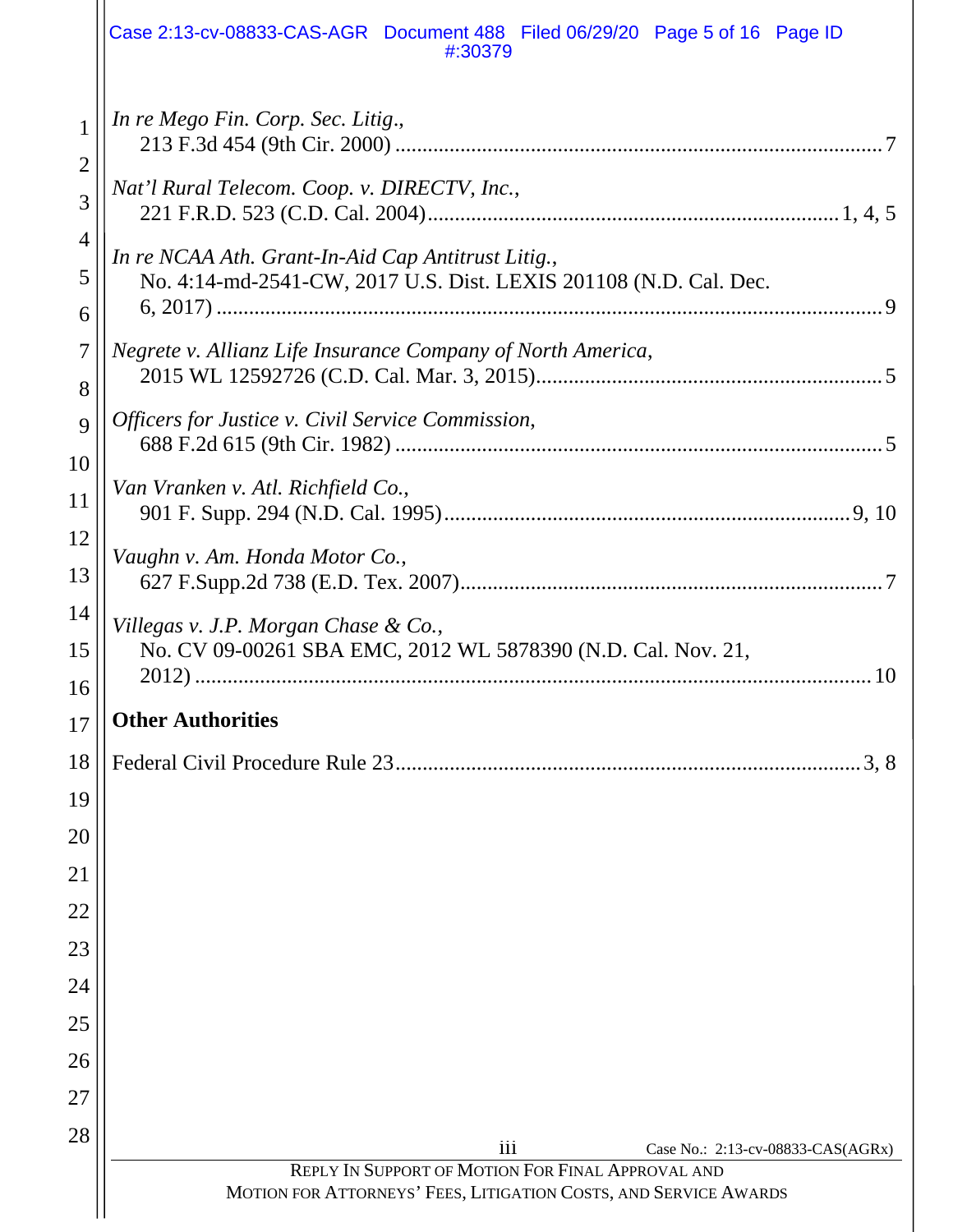*In re Mego Fin. Corp. Sec. Litig.*,
213 F.3d 454 (9th Cir. 2000) .......................................................................................... 7

*Nat'l Rural Telecom. Coop. v. DIRECTV, Inc.*,
221 F.R.D. 523 (C.D. Cal. 2004)........................................................................... 1, 4, 5

*In re NCAA Ath. Grant-In-Aid Cap Antitrust Litig.*,
No. 4:14-md-2541-CW, 2017 U.S. Dist. LEXIS 201108 (N.D. Cal. Dec. 6, 2017) ........................................................................................................................... 9

*Negrete v. Allianz Life Insurance Company of North America*,
2015 WL 12592726 (C.D. Cal. Mar. 3, 2015)............................................................... 5

*Officers for Justice v. Civil Service Commission*,
688 F.2d 615 (9th Cir. 1982) .......................................................................................... 5

*Van Vranken v. Atl. Richfield Co.*,
901 F. Supp. 294 (N.D. Cal. 1995)........................................................................... 9, 10

*Vaughn v. Am. Honda Motor Co.*,
627 F.Supp.2d 738 (E.D. Tex. 2007).............................................................................. 7

*Villegas v. J.P. Morgan Chase & Co.*,
No. CV 09-00261 SBA EMC, 2012 WL 5878390 (N.D. Cal. Nov. 21, 2012) ............................................................................................................................. 10

**Other Authorities**

Federal Civil Procedure Rule 23...................................................................................... 3, 8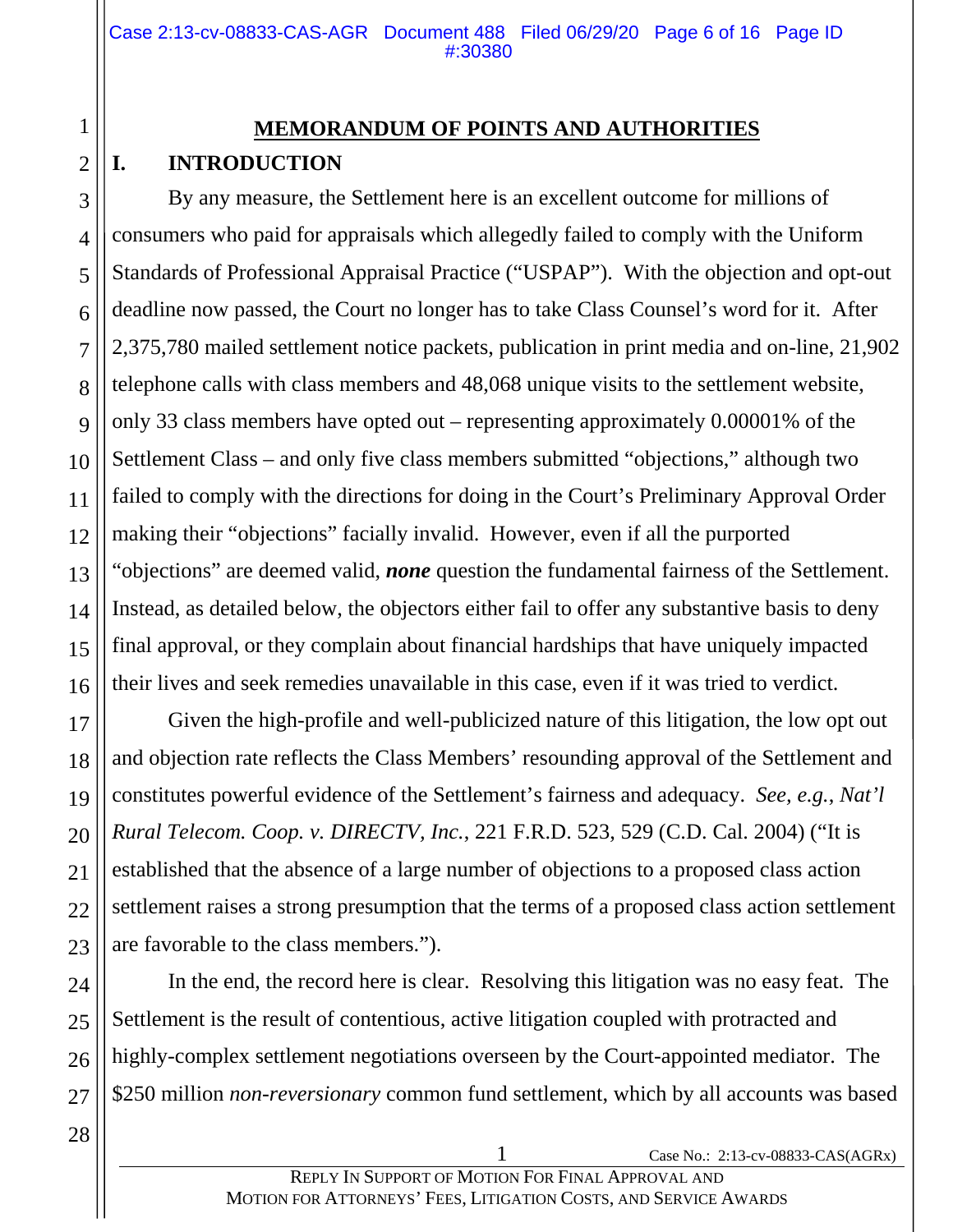## MEMORANDUM OF POINTS AND AUTHORITIES

### I. INTRODUCTION

By any measure, the Settlement here is an excellent outcome for millions of consumers who paid for appraisals which allegedly failed to comply with the Uniform Standards of Professional Appraisal Practice ("USPAP"). With the objection and opt-out deadline now passed, the Court no longer has to take Class Counsel's word for it. After 2,375,780 mailed settlement notice packets, publication in print media and on-line, 21,902 telephone calls with class members and 48,068 unique visits to the settlement website, only 33 class members have opted out – representing approximately 0.00001% of the Settlement Class – and only five class members submitted "objections," although two failed to comply with the directions for doing in the Court's Preliminary Approval Order making their "objections" facially invalid. However, even if all the purported "objections" are deemed valid, ***none*** question the fundamental fairness of the Settlement. Instead, as detailed below, the objectors either fail to offer any substantive basis to deny final approval, or they complain about financial hardships that have uniquely impacted their lives and seek remedies unavailable in this case, even if it was tried to verdict.

Given the high-profile and well-publicized nature of this litigation, the low opt out and objection rate reflects the Class Members' resounding approval of the Settlement and constitutes powerful evidence of the Settlement's fairness and adequacy. *See, e.g.*, *Nat'l Rural Telecom. Coop. v. DIRECTV, Inc.*, 221 F.R.D. 523, 529 (C.D. Cal. 2004) ("It is established that the absence of a large number of objections to a proposed class action settlement raises a strong presumption that the terms of a proposed class action settlement are favorable to the class members.").

In the end, the record here is clear. Resolving this litigation was no easy feat. The Settlement is the result of contentious, active litigation coupled with protracted and highly-complex settlement negotiations overseen by the Court-appointed mediator. The $250 million *non-reversionary* common fund settlement, which by all accounts was based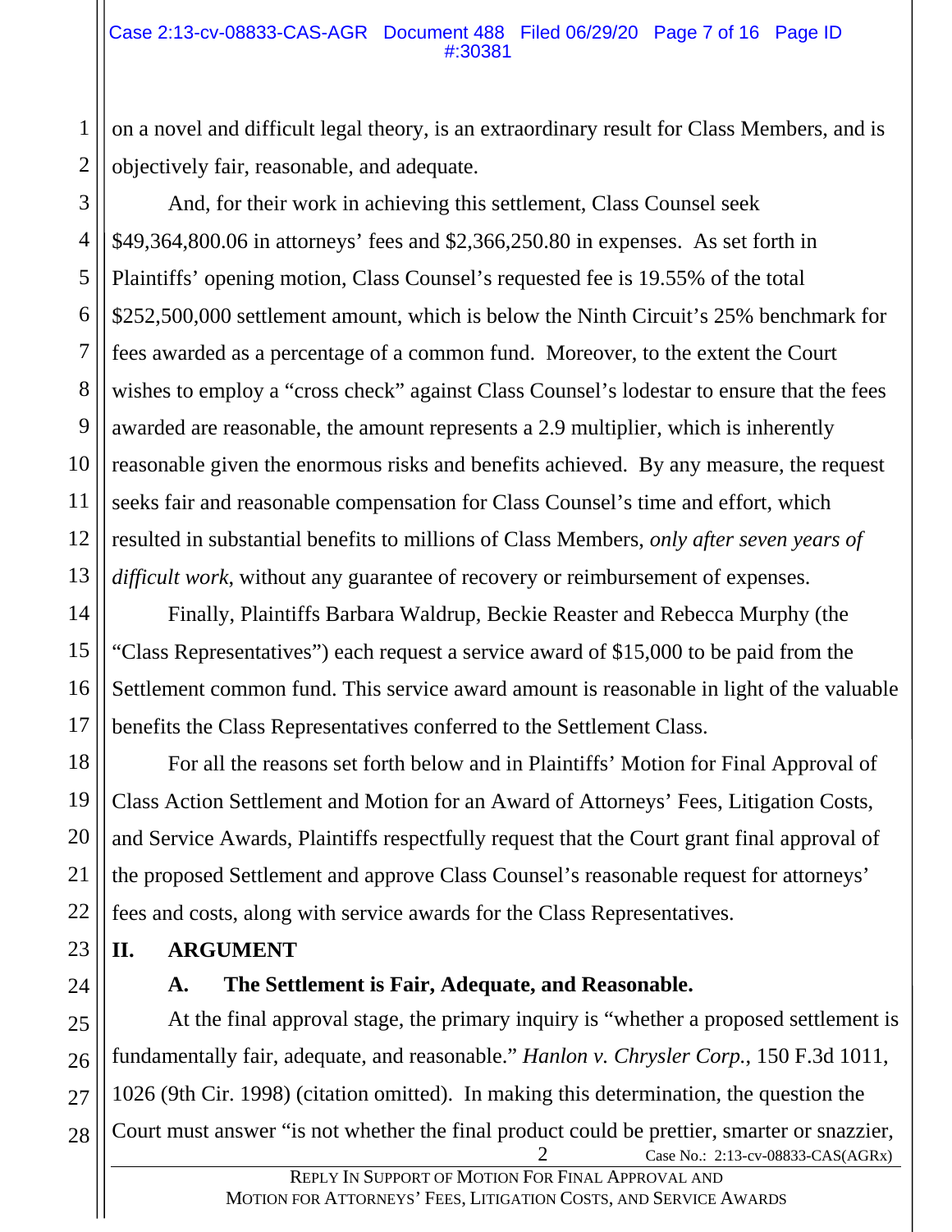on a novel and difficult legal theory, is an extraordinary result for Class Members, and is objectively fair, reasonable, and adequate.

And, for their work in achieving this settlement, Class Counsel seek \$49,364,800.06 in attorneys' fees and \$2,366,250.80 in expenses. As set forth in Plaintiffs' opening motion, Class Counsel's requested fee is 19.55% of the total \$252,500,000 settlement amount, which is below the Ninth Circuit's 25% benchmark for fees awarded as a percentage of a common fund. Moreover, to the extent the Court wishes to employ a "cross check" against Class Counsel's lodestar to ensure that the fees awarded are reasonable, the amount represents a 2.9 multiplier, which is inherently reasonable given the enormous risks and benefits achieved. By any measure, the request seeks fair and reasonable compensation for Class Counsel's time and effort, which resulted in substantial benefits to millions of Class Members, *only after seven years of difficult work*, without any guarantee of recovery or reimbursement of expenses.

Finally, Plaintiffs Barbara Waldrup, Beckie Reaster and Rebecca Murphy (the "Class Representatives") each request a service award of \$15,000 to be paid from the Settlement common fund. This service award amount is reasonable in light of the valuable benefits the Class Representatives conferred to the Settlement Class.

For all the reasons set forth below and in Plaintiffs' Motion for Final Approval of Class Action Settlement and Motion for an Award of Attorneys' Fees, Litigation Costs, and Service Awards, Plaintiffs respectfully request that the Court grant final approval of the proposed Settlement and approve Class Counsel's reasonable request for attorneys' fees and costs, along with service awards for the Class Representatives.

## II. ARGUMENT

### A. The Settlement is Fair, Adequate, and Reasonable.

At the final approval stage, the primary inquiry is "whether a proposed settlement is fundamentally fair, adequate, and reasonable." *Hanlon v. Chrysler Corp.*, 150 F.3d 1011, 1026 (9th Cir. 1998) (citation omitted). In making this determination, the question the Court must answer "is not whether the final product could be prettier, smarter or snazzier,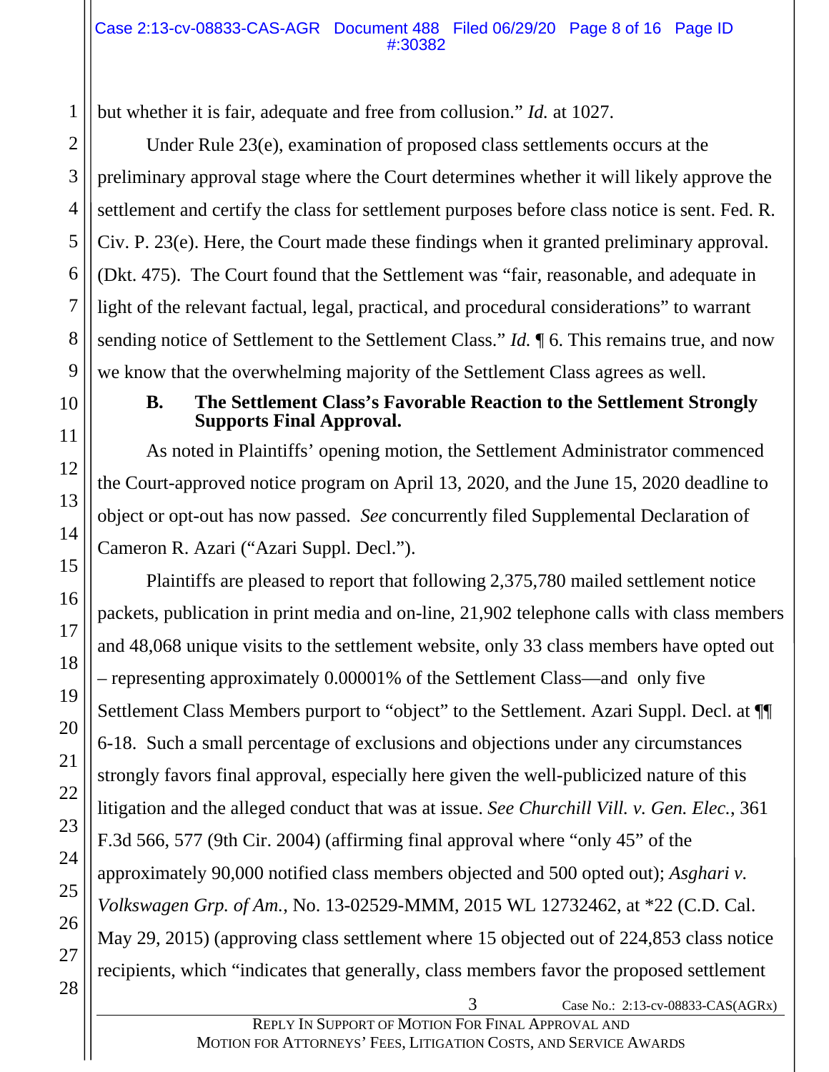but whether it is fair, adequate and free from collusion." *Id.* at 1027.

Under Rule 23(e), examination of proposed class settlements occurs at the preliminary approval stage where the Court determines whether it will likely approve the settlement and certify the class for settlement purposes before class notice is sent. Fed. R. Civ. P. 23(e). Here, the Court made these findings when it granted preliminary approval. (Dkt. 475). The Court found that the Settlement was "fair, reasonable, and adequate in light of the relevant factual, legal, practical, and procedural considerations" to warrant sending notice of Settlement to the Settlement Class." *Id.* ¶ 6. This remains true, and now we know that the overwhelming majority of the Settlement Class agrees as well.

### B. The Settlement Class's Favorable Reaction to the Settlement Strongly Supports Final Approval.

As noted in Plaintiffs' opening motion, the Settlement Administrator commenced the Court-approved notice program on April 13, 2020, and the June 15, 2020 deadline to object or opt-out has now passed. *See* concurrently filed Supplemental Declaration of Cameron R. Azari ("Azari Suppl. Decl.").

Plaintiffs are pleased to report that following 2,375,780 mailed settlement notice packets, publication in print media and on-line, 21,902 telephone calls with class members and 48,068 unique visits to the settlement website, only 33 class members have opted out – representing approximately 0.00001% of the Settlement Class—and only five Settlement Class Members purport to "object" to the Settlement. Azari Suppl. Decl. at ¶¶ 6-18. Such a small percentage of exclusions and objections under any circumstances strongly favors final approval, especially here given the well-publicized nature of this litigation and the alleged conduct that was at issue. *See Churchill Vill. v. Gen. Elec.*, 361 F.3d 566, 577 (9th Cir. 2004) (affirming final approval where "only 45" of the approximately 90,000 notified class members objected and 500 opted out); *Asghari v. Volkswagen Grp. of Am.*, No. 13-02529-MMM, 2015 WL 12732462, at *22 (C.D. Cal. May 29, 2015) (approving class settlement where 15 objected out of 224,853 class notice recipients, which "indicates that generally, class members favor the proposed settlement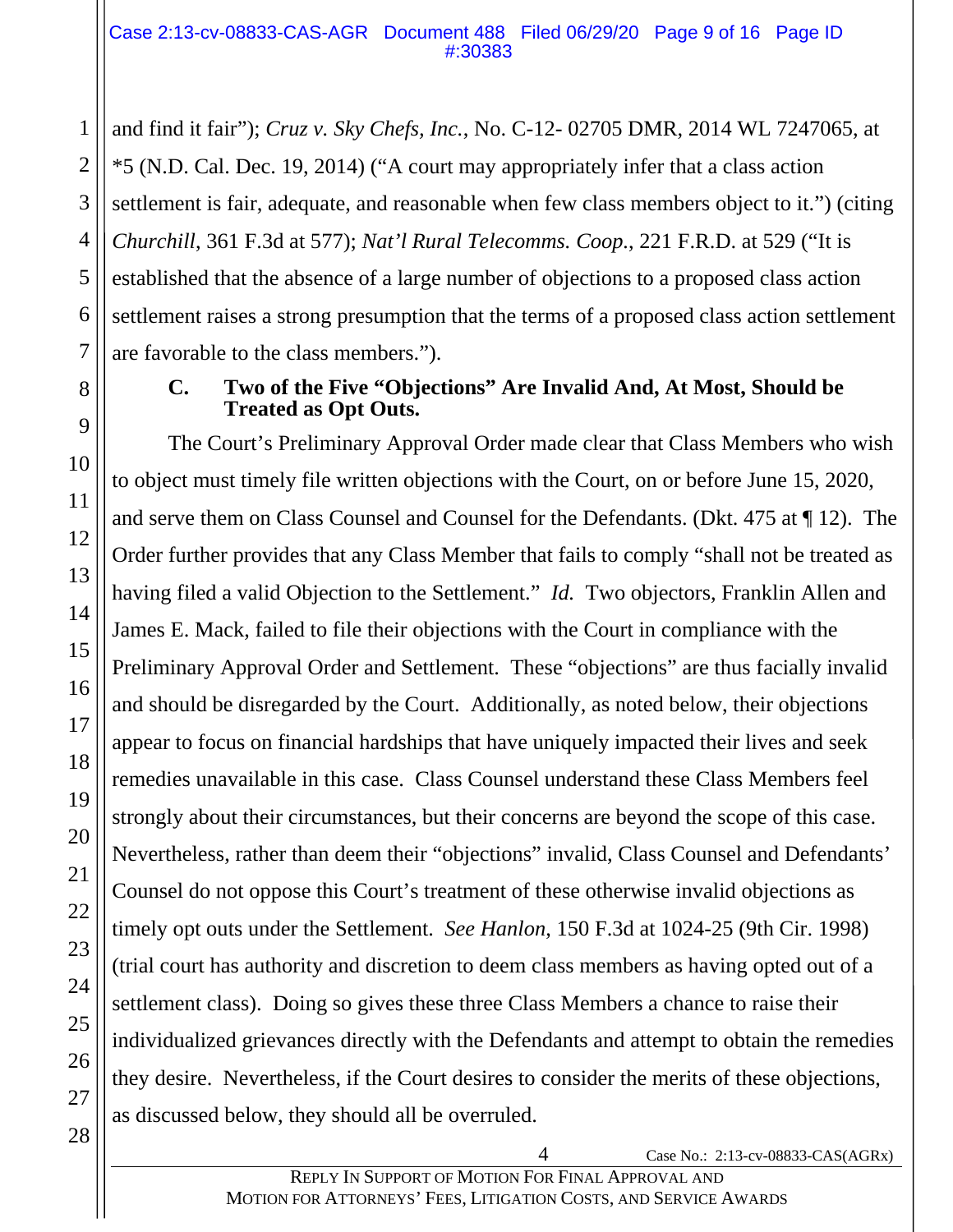and find it fair"); *Cruz v. Sky Chefs, Inc.*, No. C-12- 02705 DMR, 2014 WL 7247065, at *5 (N.D. Cal. Dec. 19, 2014) ("A court may appropriately infer that a class action settlement is fair, adequate, and reasonable when few class members object to it.") (citing *Churchill*, 361 F.3d at 577); *Nat'l Rural Telecomms. Coop.*, 221 F.R.D. at 529 ("It is established that the absence of a large number of objections to a proposed class action settlement raises a strong presumption that the terms of a proposed class action settlement are favorable to the class members.").

### C. Two of the Five "Objections" Are Invalid And, At Most, Should be Treated as Opt Outs.

The Court's Preliminary Approval Order made clear that Class Members who wish to object must timely file written objections with the Court, on or before June 15, 2020, and serve them on Class Counsel and Counsel for the Defendants. (Dkt. 475 at ¶ 12). The Order further provides that any Class Member that fails to comply "shall not be treated as having filed a valid Objection to the Settlement." *Id.* Two objectors, Franklin Allen and James E. Mack, failed to file their objections with the Court in compliance with the Preliminary Approval Order and Settlement. These "objections" are thus facially invalid and should be disregarded by the Court. Additionally, as noted below, their objections appear to focus on financial hardships that have uniquely impacted their lives and seek remedies unavailable in this case. Class Counsel understand these Class Members feel strongly about their circumstances, but their concerns are beyond the scope of this case. Nevertheless, rather than deem their "objections" invalid, Class Counsel and Defendants' Counsel do not oppose this Court's treatment of these otherwise invalid objections as timely opt outs under the Settlement. *See Hanlon*, 150 F.3d at 1024-25 (9th Cir. 1998) (trial court has authority and discretion to deem class members as having opted out of a settlement class). Doing so gives these three Class Members a chance to raise their individualized grievances directly with the Defendants and attempt to obtain the remedies they desire. Nevertheless, if the Court desires to consider the merits of these objections, as discussed below, they should all be overruled.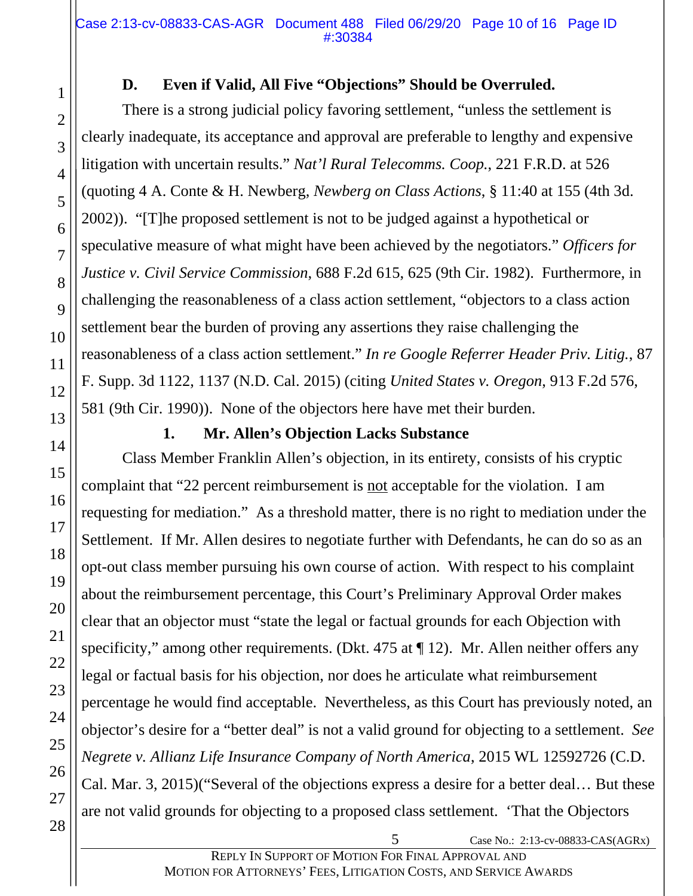### D. Even if Valid, All Five "Objections" Should be Overruled.

There is a strong judicial policy favoring settlement, "unless the settlement is clearly inadequate, its acceptance and approval are preferable to lengthy and expensive litigation with uncertain results." *Nat'l Rural Telecomms. Coop.*, 221 F.R.D. at 526 (quoting 4 A. Conte & H. Newberg, *Newberg on Class Actions*, § 11:40 at 155 (4th 3d. 2002)). "[T]he proposed settlement is not to be judged against a hypothetical or speculative measure of what might have been achieved by the negotiators." *Officers for Justice v. Civil Service Commission*, 688 F.2d 615, 625 (9th Cir. 1982). Furthermore, in challenging the reasonableness of a class action settlement, "objectors to a class action settlement bear the burden of proving any assertions they raise challenging the reasonableness of a class action settlement." *In re Google Referrer Header Priv. Litig.*, 87 F. Supp. 3d 1122, 1137 (N.D. Cal. 2015) (citing *United States v. Oregon*, 913 F.2d 576, 581 (9th Cir. 1990)). None of the objectors here have met their burden.

#### 1. Mr. Allen's Objection Lacks Substance

Class Member Franklin Allen's objection, in its entirety, consists of his cryptic complaint that "22 percent reimbursement is <u>not</u> acceptable for the violation. I am requesting for mediation." As a threshold matter, there is no right to mediation under the Settlement. If Mr. Allen desires to negotiate further with Defendants, he can do so as an opt-out class member pursuing his own course of action. With respect to his complaint about the reimbursement percentage, this Court's Preliminary Approval Order makes clear that an objector must "state the legal or factual grounds for each Objection with specificity," among other requirements. (Dkt. 475 at ¶ 12). Mr. Allen neither offers any legal or factual basis for his objection, nor does he articulate what reimbursement percentage he would find acceptable. Nevertheless, as this Court has previously noted, an objector's desire for a "better deal" is not a valid ground for objecting to a settlement. *See Negrete v. Allianz Life Insurance Company of North America*, 2015 WL 12592726 (C.D. Cal. Mar. 3, 2015)("Several of the objections express a desire for a better deal… But these are not valid grounds for objecting to a proposed class settlement. 'That the Objectors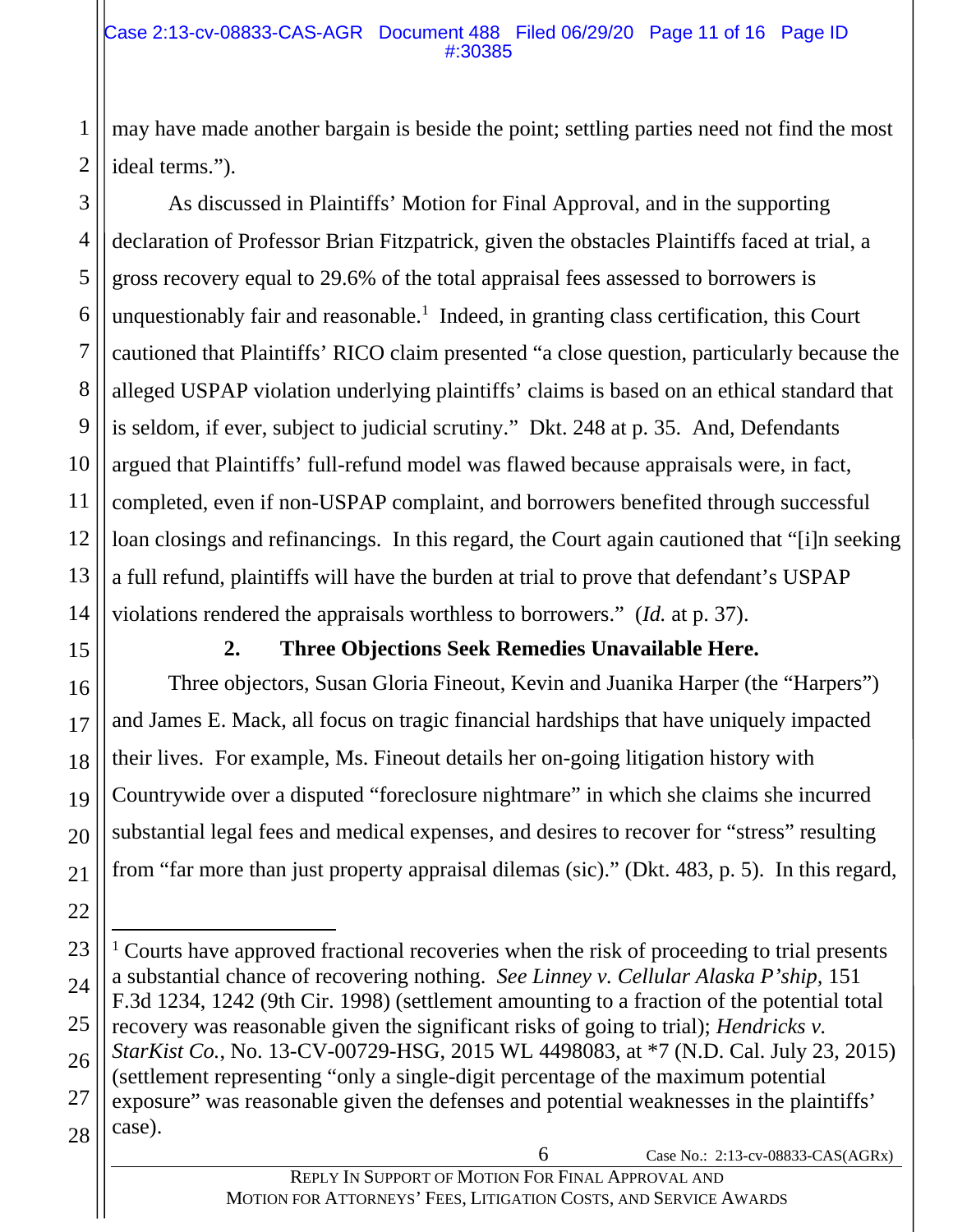may have made another bargain is beside the point; settling parties need not find the most ideal terms.").

As discussed in Plaintiffs' Motion for Final Approval, and in the supporting declaration of Professor Brian Fitzpatrick, given the obstacles Plaintiffs faced at trial, a gross recovery equal to 29.6% of the total appraisal fees assessed to borrowers is unquestionably fair and reasonable.[1] Indeed, in granting class certification, this Court cautioned that Plaintiffs' RICO claim presented "a close question, particularly because the alleged USPAP violation underlying plaintiffs' claims is based on an ethical standard that is seldom, if ever, subject to judicial scrutiny." Dkt. 248 at p. 35. And, Defendants argued that Plaintiffs' full-refund model was flawed because appraisals were, in fact, completed, even if non-USPAP complaint, and borrowers benefited through successful loan closings and refinancings. In this regard, the Court again cautioned that "[i]n seeking a full refund, plaintiffs will have the burden at trial to prove that defendant's USPAP violations rendered the appraisals worthless to borrowers." (*Id.* at p. 37).

### 2. Three Objections Seek Remedies Unavailable Here.

Three objectors, Susan Gloria Fineout, Kevin and Juanika Harper (the "Harpers") and James E. Mack, all focus on tragic financial hardships that have uniquely impacted their lives. For example, Ms. Fineout details her on-going litigation history with Countrywide over a disputed "foreclosure nightmare" in which she claims she incurred substantial legal fees and medical expenses, and desires to recover for "stress" resulting from "far more than just property appraisal dilemas (sic)." (Dkt. 483, p. 5). In this regard,

---

[1] Courts have approved fractional recoveries when the risk of proceeding to trial presents a substantial chance of recovering nothing. *See Linney v. Cellular Alaska P'ship*, 151 F.3d 1234, 1242 (9th Cir. 1998) (settlement amounting to a fraction of the potential total recovery was reasonable given the significant risks of going to trial); *Hendricks v. StarKist Co.*, No. 13-CV-00729-HSG, 2015 WL 4498083, at *7 (N.D. Cal. July 23, 2015) (settlement representing "only a single-digit percentage of the maximum potential exposure" was reasonable given the defenses and potential weaknesses in the plaintiffs' case).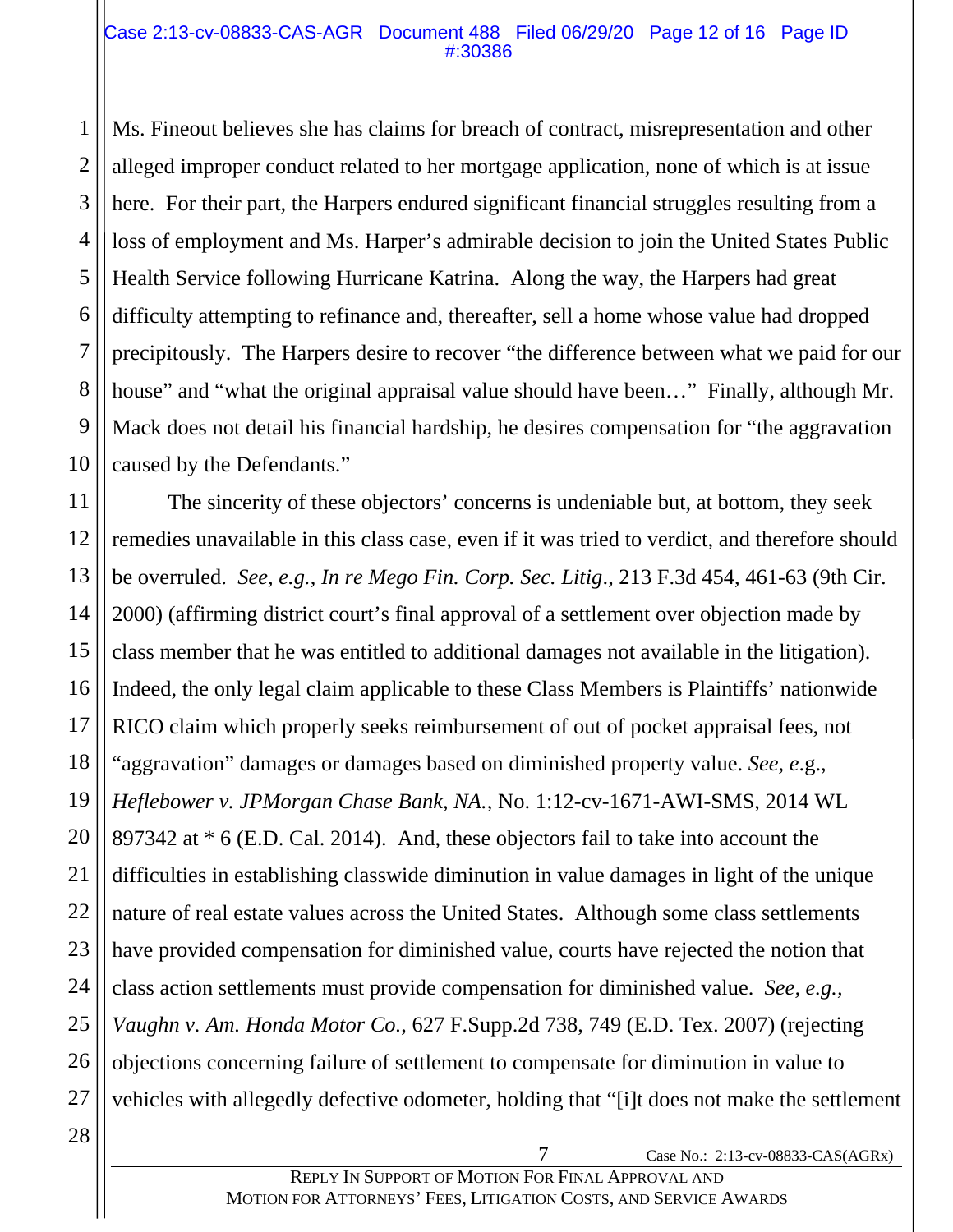Ms. Fineout believes she has claims for breach of contract, misrepresentation and other alleged improper conduct related to her mortgage application, none of which is at issue here. For their part, the Harpers endured significant financial struggles resulting from a loss of employment and Ms. Harper's admirable decision to join the United States Public Health Service following Hurricane Katrina. Along the way, the Harpers had great difficulty attempting to refinance and, thereafter, sell a home whose value had dropped precipitously. The Harpers desire to recover "the difference between what we paid for our house" and "what the original appraisal value should have been…" Finally, although Mr. Mack does not detail his financial hardship, he desires compensation for "the aggravation caused by the Defendants."

The sincerity of these objectors' concerns is undeniable but, at bottom, they seek remedies unavailable in this class case, even if it was tried to verdict, and therefore should be overruled. *See, e.g.*, *In re Mego Fin. Corp. Sec. Litig*., 213 F.3d 454, 461-63 (9th Cir. 2000) (affirming district court's final approval of a settlement over objection made by class member that he was entitled to additional damages not available in the litigation). Indeed, the only legal claim applicable to these Class Members is Plaintiffs' nationwide RICO claim which properly seeks reimbursement of out of pocket appraisal fees, not "aggravation" damages or damages based on diminished property value. *See, e*.g., *Heflebower v. JPMorgan Chase Bank, NA.*, No. 1:12-cv-1671-AWI-SMS, 2014 WL 897342 at * 6 (E.D. Cal. 2014). And, these objectors fail to take into account the difficulties in establishing classwide diminution in value damages in light of the unique nature of real estate values across the United States. Although some class settlements have provided compensation for diminished value, courts have rejected the notion that class action settlements must provide compensation for diminished value. *See, e.g.*, *Vaughn v. Am. Honda Motor Co.*, 627 F.Supp.2d 738, 749 (E.D. Tex. 2007) (rejecting objections concerning failure of settlement to compensate for diminution in value to vehicles with allegedly defective odometer, holding that "[i]t does not make the settlement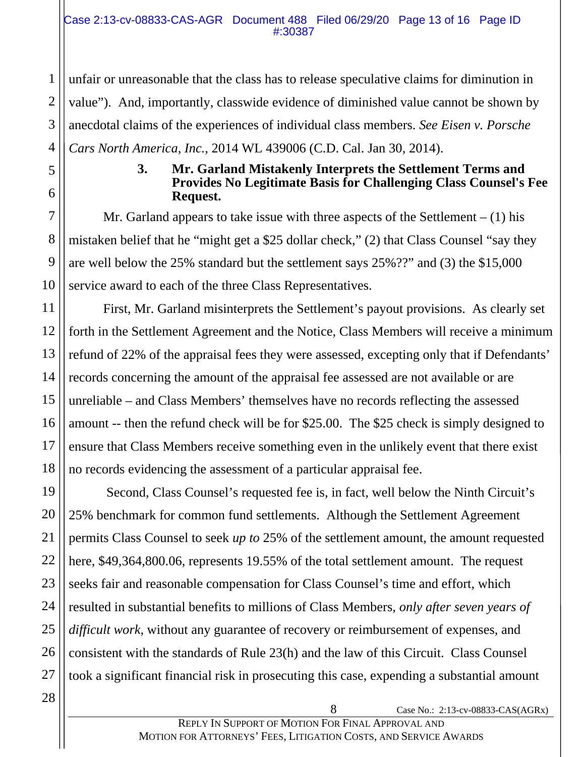unfair or unreasonable that the class has to release speculative claims for diminution in value"). And, importantly, classwide evidence of diminished value cannot be shown by anecdotal claims of the experiences of individual class members. *See Eisen v. Porsche Cars North America, Inc.*, 2014 WL 439006 (C.D. Cal. Jan 30, 2014).

### 3. Mr. Garland Mistakenly Interprets the Settlement Terms and Provides No Legitimate Basis for Challenging Class Counsel's Fee Request.

Mr. Garland appears to take issue with three aspects of the Settlement – (1) his mistaken belief that he "might get a $25 dollar check," (2) that Class Counsel "say they are well below the 25% standard but the settlement says 25%??" and (3) the $15,000 service award to each of the three Class Representatives.

First, Mr. Garland misinterprets the Settlement's payout provisions. As clearly set forth in the Settlement Agreement and the Notice, Class Members will receive a minimum refund of 22% of the appraisal fees they were assessed, excepting only that if Defendants' records concerning the amount of the appraisal fee assessed are not available or are unreliable – and Class Members' themselves have no records reflecting the assessed amount -- then the refund check will be for $25.00. The $25 check is simply designed to ensure that Class Members receive something even in the unlikely event that there exist no records evidencing the assessment of a particular appraisal fee.

Second, Class Counsel's requested fee is, in fact, well below the Ninth Circuit's 25% benchmark for common fund settlements. Although the Settlement Agreement permits Class Counsel to seek *up to* 25% of the settlement amount, the amount requested here, $49,364,800.06, represents 19.55% of the total settlement amount. The request seeks fair and reasonable compensation for Class Counsel's time and effort, which resulted in substantial benefits to millions of Class Members, *only after seven years of difficult work*, without any guarantee of recovery or reimbursement of expenses, and consistent with the standards of Rule 23(h) and the law of this Circuit. Class Counsel took a significant financial risk in prosecuting this case, expending a substantial amount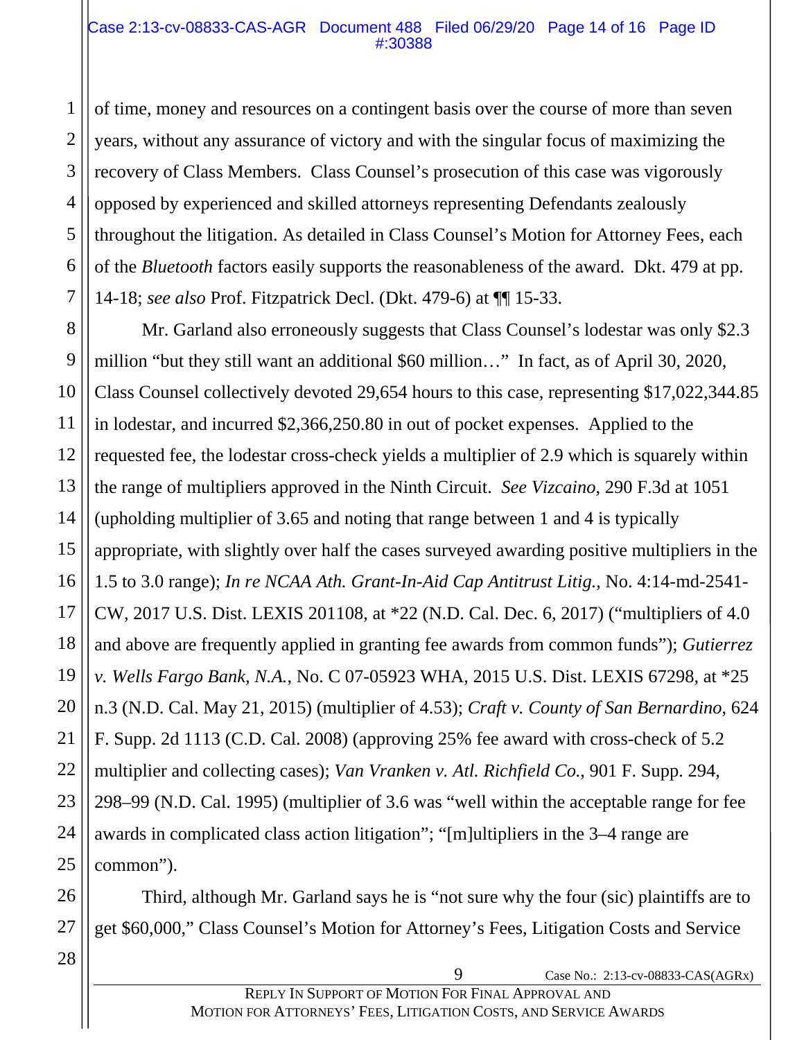of time, money and resources on a contingent basis over the course of more than seven years, without any assurance of victory and with the singular focus of maximizing the recovery of Class Members. Class Counsel's prosecution of this case was vigorously opposed by experienced and skilled attorneys representing Defendants zealously throughout the litigation. As detailed in Class Counsel's Motion for Attorney Fees, each of the *Bluetooth* factors easily supports the reasonableness of the award. Dkt. 479 at pp. 14-18; *see also* Prof. Fitzpatrick Decl. (Dkt. 479-6) at ¶¶ 15-33.

Mr. Garland also erroneously suggests that Class Counsel's lodestar was only $2.3 million "but they still want an additional $60 million…" In fact, as of April 30, 2020, Class Counsel collectively devoted 29,654 hours to this case, representing $17,022,344.85 in lodestar, and incurred $2,366,250.80 in out of pocket expenses. Applied to the requested fee, the lodestar cross-check yields a multiplier of 2.9 which is squarely within the range of multipliers approved in the Ninth Circuit. *See Vizcaino*, 290 F.3d at 1051 (upholding multiplier of 3.65 and noting that range between 1 and 4 is typically appropriate, with slightly over half the cases surveyed awarding positive multipliers in the 1.5 to 3.0 range); *In re NCAA Ath. Grant-In-Aid Cap Antitrust Litig.*, No. 4:14-md-2541-CW, 2017 U.S. Dist. LEXIS 201108, at *22 (N.D. Cal. Dec. 6, 2017) ("multipliers of 4.0 and above are frequently applied in granting fee awards from common funds"); *Gutierrez v. Wells Fargo Bank, N.A.*, No. C 07-05923 WHA, 2015 U.S. Dist. LEXIS 67298, at *25 n.3 (N.D. Cal. May 21, 2015) (multiplier of 4.53); *Craft v. County of San Bernardino*, 624 F. Supp. 2d 1113 (C.D. Cal. 2008) (approving 25% fee award with cross-check of 5.2 multiplier and collecting cases); *Van Vranken v. Atl. Richfield Co.*, 901 F. Supp. 294, 298–99 (N.D. Cal. 1995) (multiplier of 3.6 was "well within the acceptable range for fee awards in complicated class action litigation"; "[m]ultipliers in the 3–4 range are common").

Third, although Mr. Garland says he is "not sure why the four (sic) plaintiffs are to get $60,000," Class Counsel's Motion for Attorney's Fees, Litigation Costs and Service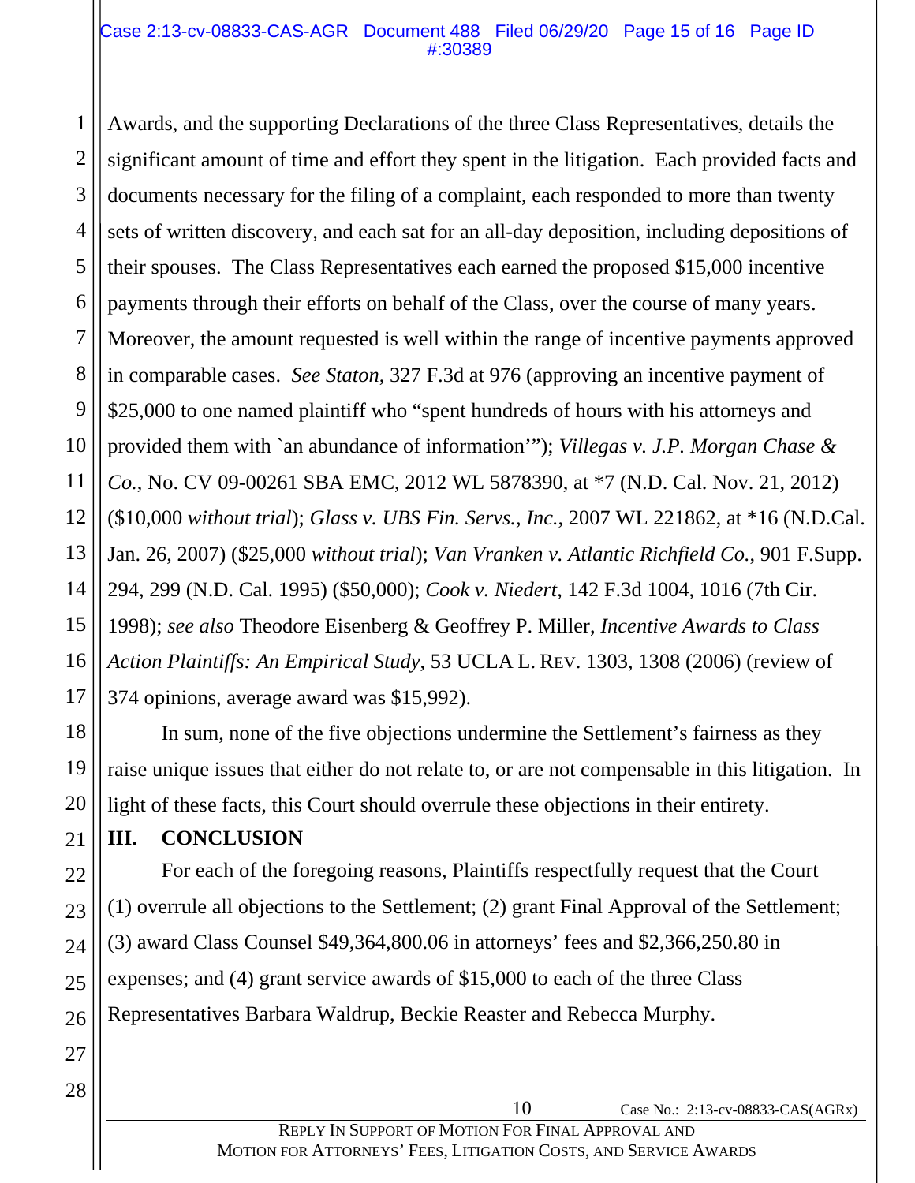Awards, and the supporting Declarations of the three Class Representatives, details the significant amount of time and effort they spent in the litigation. Each provided facts and documents necessary for the filing of a complaint, each responded to more than twenty sets of written discovery, and each sat for an all-day deposition, including depositions of their spouses. The Class Representatives each earned the proposed $15,000 incentive payments through their efforts on behalf of the Class, over the course of many years. Moreover, the amount requested is well within the range of incentive payments approved in comparable cases. *See Staton*, 327 F.3d at 976 (approving an incentive payment of $25,000 to one named plaintiff who "spent hundreds of hours with his attorneys and provided them with `an abundance of information'"); *Villegas v. J.P. Morgan Chase & Co.*, No. CV 09-00261 SBA EMC, 2012 WL 5878390, at *7 (N.D. Cal. Nov. 21, 2012) ($10,000 *without trial*); *Glass v. UBS Fin. Servs., Inc.*, 2007 WL 221862, at *16 (N.D.Cal. Jan. 26, 2007) ($25,000 *without trial*); *Van Vranken v. Atlantic Richfield Co.*, 901 F.Supp. 294, 299 (N.D. Cal. 1995) ($50,000); *Cook v. Niedert*, 142 F.3d 1004, 1016 (7th Cir. 1998); *see also* Theodore Eisenberg & Geoffrey P. Miller, *Incentive Awards to Class Action Plaintiffs: An Empirical Study*, 53 UCLA L. REV. 1303, 1308 (2006) (review of 374 opinions, average award was $15,992).

In sum, none of the five objections undermine the Settlement's fairness as they raise unique issues that either do not relate to, or are not compensable in this litigation. In light of these facts, this Court should overrule these objections in their entirety.

## III. CONCLUSION

For each of the foregoing reasons, Plaintiffs respectfully request that the Court (1) overrule all objections to the Settlement; (2) grant Final Approval of the Settlement; (3) award Class Counsel $49,364,800.06 in attorneys' fees and $2,366,250.80 in expenses; and (4) grant service awards of $15,000 to each of the three Class Representatives Barbara Waldrup, Beckie Reaster and Rebecca Murphy.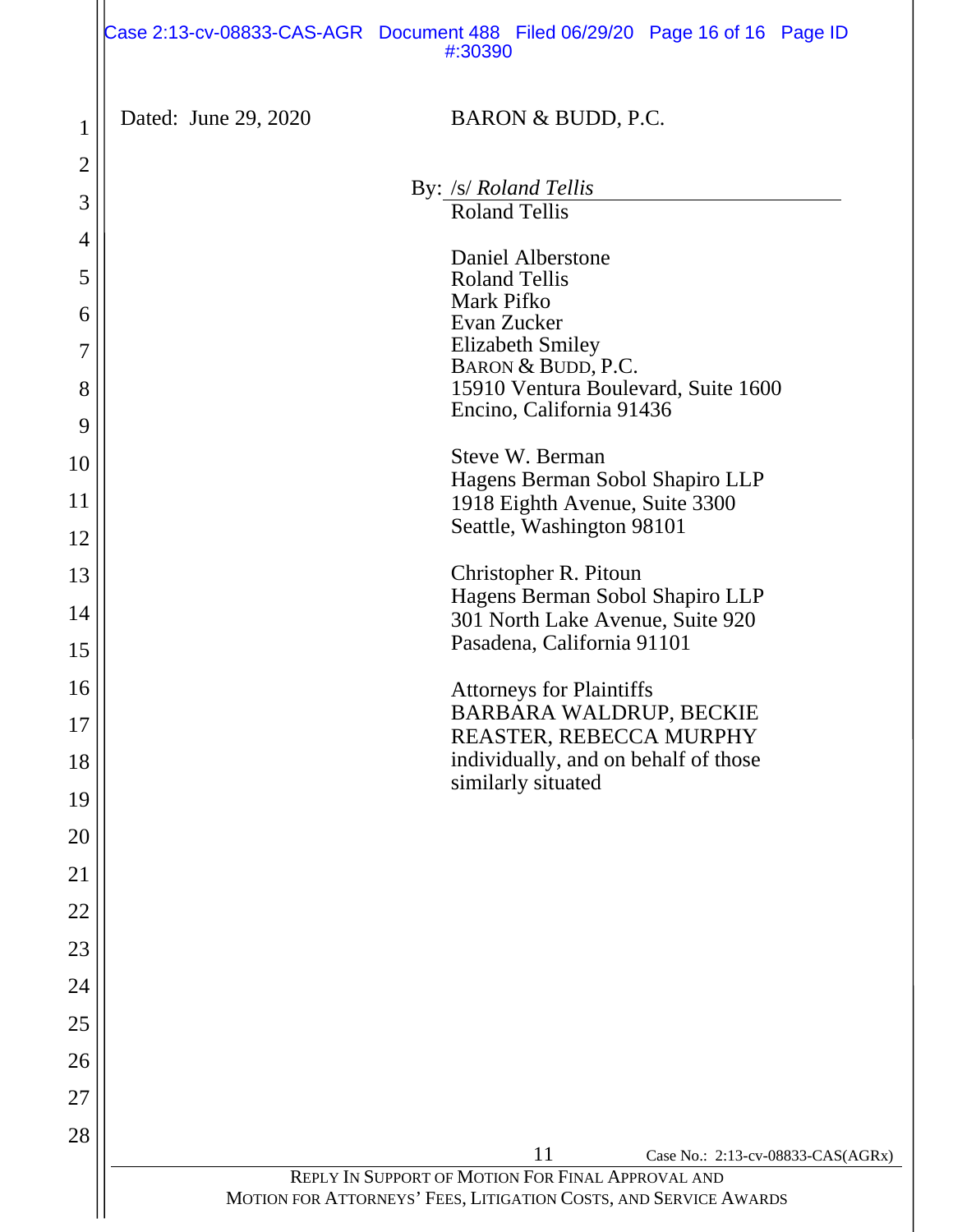Dated: June 29, 2020

BARON & BUDD, P.C.

By: /s/ *Roland Tellis*
Roland Tellis

Daniel Alberstone
Roland Tellis
Mark Pifko
Evan Zucker
Elizabeth Smiley
BARON & BUDD, P.C.
15910 Ventura Boulevard, Suite 1600
Encino, California 91436

Steve W. Berman
Hagens Berman Sobol Shapiro LLP
1918 Eighth Avenue, Suite 3300
Seattle, Washington 98101

Christopher R. Pitoun
Hagens Berman Sobol Shapiro LLP
301 North Lake Avenue, Suite 920
Pasadena, California 91101

Attorneys for Plaintiffs
BARBARA WALDRUP, BECKIE REASTER, REBECCA MURPHY individually, and on behalf of those similarly situated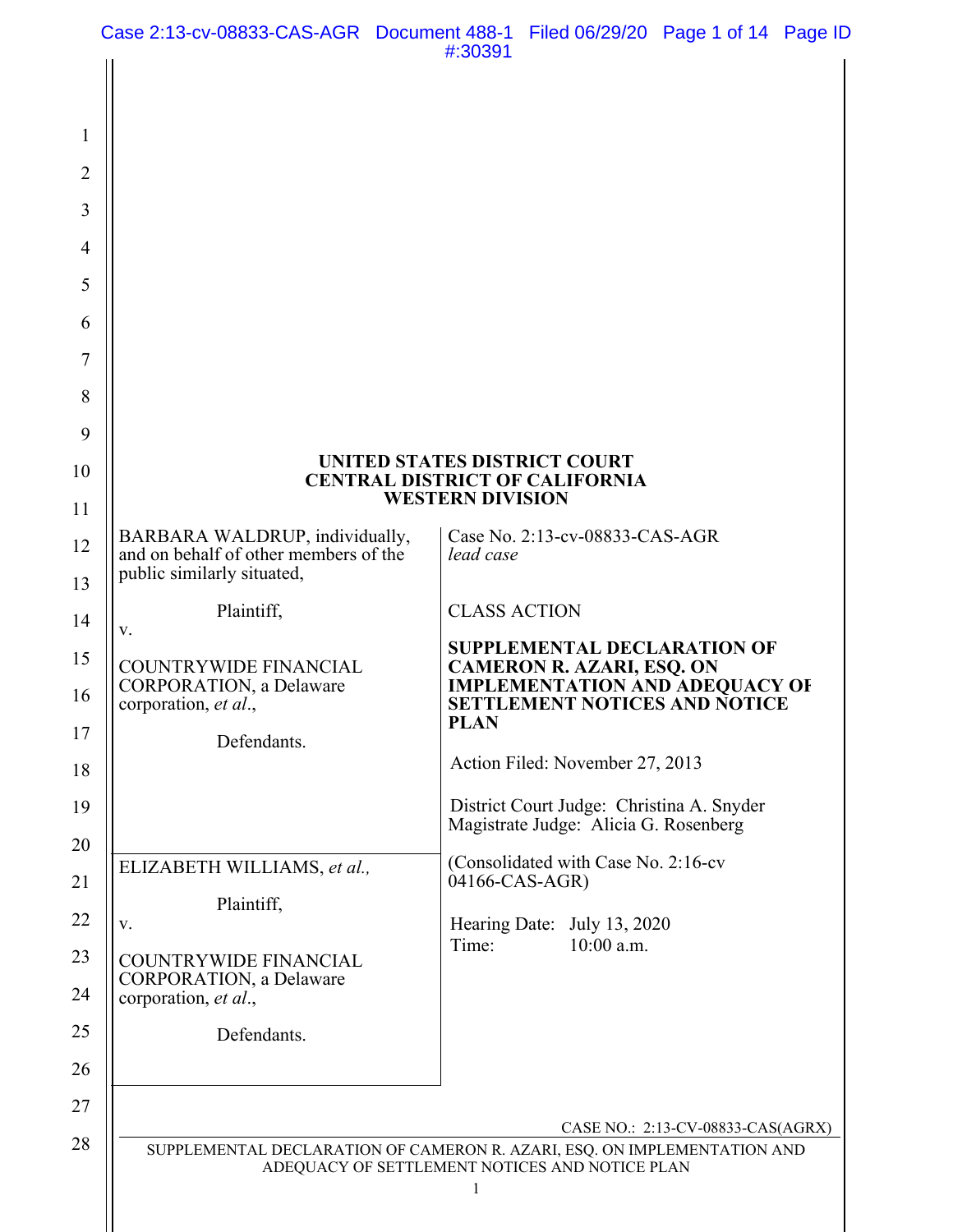**UNITED STATES DISTRICT COURT**
**CENTRAL DISTRICT OF CALIFORNIA**
**WESTERN DIVISION**

| | |
|---|---|
| BARBARA WALDRUP, individually, and on behalf of other members of the public similarly situated,<br><br>Plaintiff,<br><br>v.<br><br>COUNTRYWIDE FINANCIAL CORPORATION, a Delaware corporation, *et al*.,<br><br>Defendants. | Case No. 2:13-cv-08833-CAS-AGR *lead case*<br><br>CLASS ACTION<br><br>**SUPPLEMENTAL DECLARATION OF CAMERON R. AZARI, ESQ. ON IMPLEMENTATION AND ADEQUACY OF SETTLEMENT NOTICES AND NOTICE PLAN**<br><br>Action Filed: November 27, 2013<br><br>District Court Judge: Christina A. Snyder<br>Magistrate Judge: Alicia G. Rosenberg |
| ELIZABETH WILLIAMS, *et al.,*<br><br>Plaintiff,<br><br>v.<br><br>COUNTRYWIDE FINANCIAL CORPORATION, a Delaware corporation, *et al*.,<br><br>Defendants. | (Consolidated with Case No. 2:16-cv 04166-CAS-AGR)<br><br>Hearing Date: July 13, 2020<br>Time: 10:00 a.m. |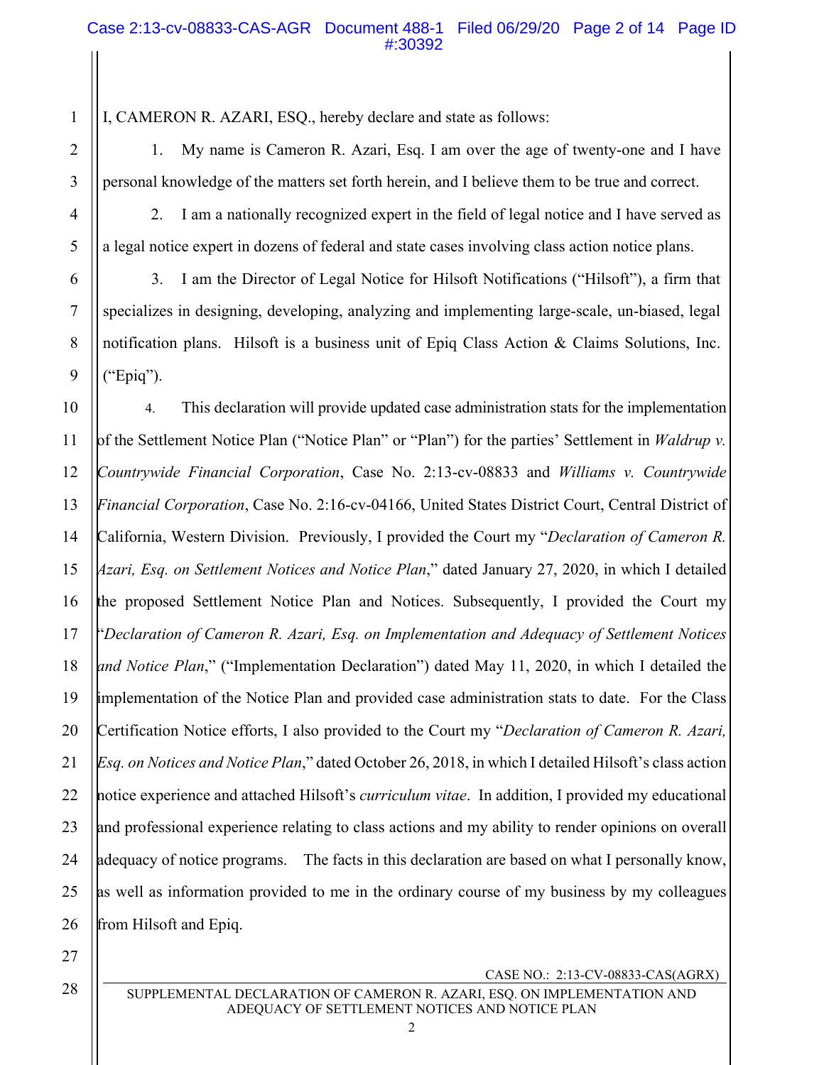I, CAMERON R. AZARI, ESQ., hereby declare and state as follows:

1. My name is Cameron R. Azari, Esq. I am over the age of twenty-one and I have personal knowledge of the matters set forth herein, and I believe them to be true and correct.

2. I am a nationally recognized expert in the field of legal notice and I have served as a legal notice expert in dozens of federal and state cases involving class action notice plans.

3. I am the Director of Legal Notice for Hilsoft Notifications ("Hilsoft"), a firm that specializes in designing, developing, analyzing and implementing large-scale, un-biased, legal notification plans. Hilsoft is a business unit of Epiq Class Action & Claims Solutions, Inc. ("Epiq").

4. This declaration will provide updated case administration stats for the implementation of the Settlement Notice Plan ("Notice Plan" or "Plan") for the parties' Settlement in *Waldrup v. Countrywide Financial Corporation*, Case No. 2:13-cv-08833 and *Williams v. Countrywide Financial Corporation*, Case No. 2:16-cv-04166, United States District Court, Central District of California, Western Division. Previously, I provided the Court my "*Declaration of Cameron R. Azari, Esq. on Settlement Notices and Notice Plan*," dated January 27, 2020, in which I detailed the proposed Settlement Notice Plan and Notices. Subsequently, I provided the Court my "*Declaration of Cameron R. Azari, Esq. on Implementation and Adequacy of Settlement Notices and Notice Plan*," ("Implementation Declaration") dated May 11, 2020, in which I detailed the implementation of the Notice Plan and provided case administration stats to date. For the Class Certification Notice efforts, I also provided to the Court my "*Declaration of Cameron R. Azari, Esq. on Notices and Notice Plan*," dated October 26, 2018, in which I detailed Hilsoft's class action notice experience and attached Hilsoft's *curriculum vitae*. In addition, I provided my educational and professional experience relating to class actions and my ability to render opinions on overall adequacy of notice programs. The facts in this declaration are based on what I personally know, as well as information provided to me in the ordinary course of my business by my colleagues from Hilsoft and Epiq.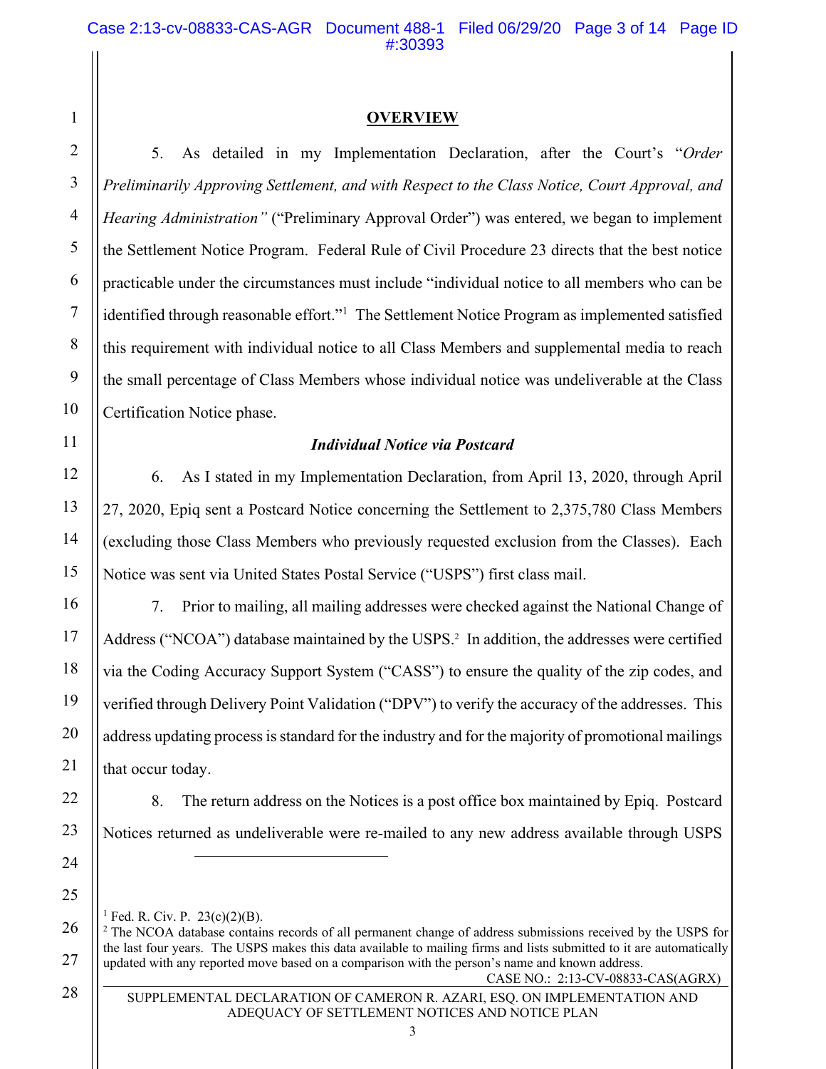## OVERVIEW

5. As detailed in my Implementation Declaration, after the Court's "*Order Preliminarily Approving Settlement, and with Respect to the Class Notice, Court Approval, and Hearing Administration*" ("Preliminary Approval Order") was entered, we began to implement the Settlement Notice Program. Federal Rule of Civil Procedure 23 directs that the best notice practicable under the circumstances must include "individual notice to all members who can be identified through reasonable effort."[1] The Settlement Notice Program as implemented satisfied this requirement with individual notice to all Class Members and supplemental media to reach the small percentage of Class Members whose individual notice was undeliverable at the Class Certification Notice phase.

### *Individual Notice via Postcard*

6. As I stated in my Implementation Declaration, from April 13, 2020, through April 27, 2020, Epiq sent a Postcard Notice concerning the Settlement to 2,375,780 Class Members (excluding those Class Members who previously requested exclusion from the Classes). Each Notice was sent via United States Postal Service ("USPS") first class mail.

7. Prior to mailing, all mailing addresses were checked against the National Change of Address ("NCOA") database maintained by the USPS.[2] In addition, the addresses were certified via the Coding Accuracy Support System ("CASS") to ensure the quality of the zip codes, and verified through Delivery Point Validation ("DPV") to verify the accuracy of the addresses. This address updating process is standard for the industry and for the majority of promotional mailings that occur today.

8. The return address on the Notices is a post office box maintained by Epiq. Postcard Notices returned as undeliverable were re-mailed to any new address available through USPS

---

[1] Fed. R. Civ. P. 23(c)(2)(B).

[2] The NCOA database contains records of all permanent change of address submissions received by the USPS for the last four years. The USPS makes this data available to mailing firms and lists submitted to it are automatically updated with any reported move based on a comparison with the person's name and known address.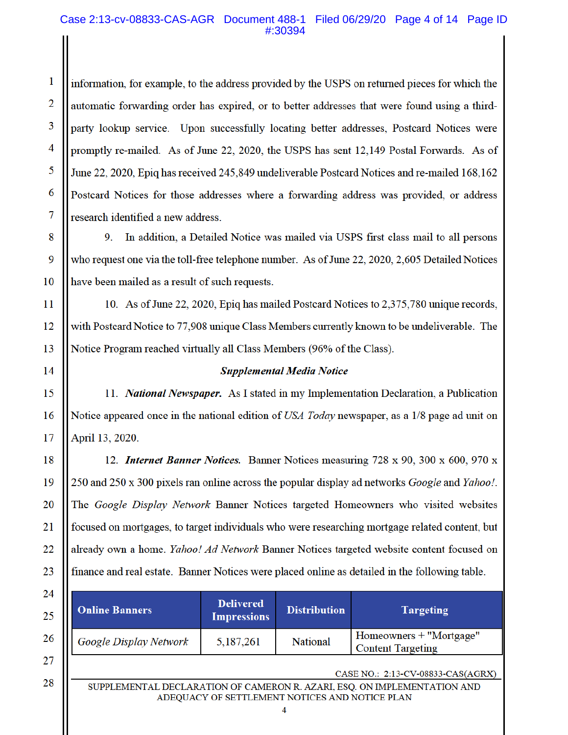information, for example, to the address provided by the USPS on returned pieces for which the automatic forwarding order has expired, or to better addresses that were found using a third-party lookup service. Upon successfully locating better addresses, Postcard Notices were promptly re-mailed. As of June 22, 2020, the USPS has sent 12,149 Postal Forwards. As of June 22, 2020, Epiq has received 245,849 undeliverable Postcard Notices and re-mailed 168,162 Postcard Notices for those addresses where a forwarding address was provided, or address research identified a new address.

9. In addition, a Detailed Notice was mailed via USPS first class mail to all persons who request one via the toll-free telephone number. As of June 22, 2020, 2,605 Detailed Notices have been mailed as a result of such requests.

10. As of June 22, 2020, Epiq has mailed Postcard Notices to 2,375,780 unique records, with Postcard Notice to 77,908 unique Class Members currently known to be undeliverable. The Notice Program reached virtually all Class Members (96% of the Class).

***Supplemental Media Notice***

11. ***National Newspaper.*** As I stated in my Implementation Declaration, a Publication Notice appeared once in the national edition of *USA Today* newspaper, as a 1/8 page ad unit on April 13, 2020.

12. ***Internet Banner Notices.*** Banner Notices measuring 728 x 90, 300 x 600, 970 x 250 and 250 x 300 pixels ran online across the popular display ad networks *Google* and *Yahoo!*. The *Google Display Network* Banner Notices targeted Homeowners who visited websites focused on mortgages, to target individuals who were researching mortgage related content, but already own a home. *Yahoo! Ad Network* Banner Notices targeted website content focused on finance and real estate. Banner Notices were placed online as detailed in the following table.

| Online Banners | Delivered Impressions | Distribution | Targeting |
|---|---|---|---|
| *Google Display Network* | 5,187,261 | National | Homeowners + "Mortgage" Content Targeting |

CASE NO.: 2:13-CV-08833-CAS(AGRX)

SUPPLEMENTAL DECLARATION OF CAMERON R. AZARI, ESQ. ON IMPLEMENTATION AND ADEQUACY OF SETTLEMENT NOTICES AND NOTICE PLAN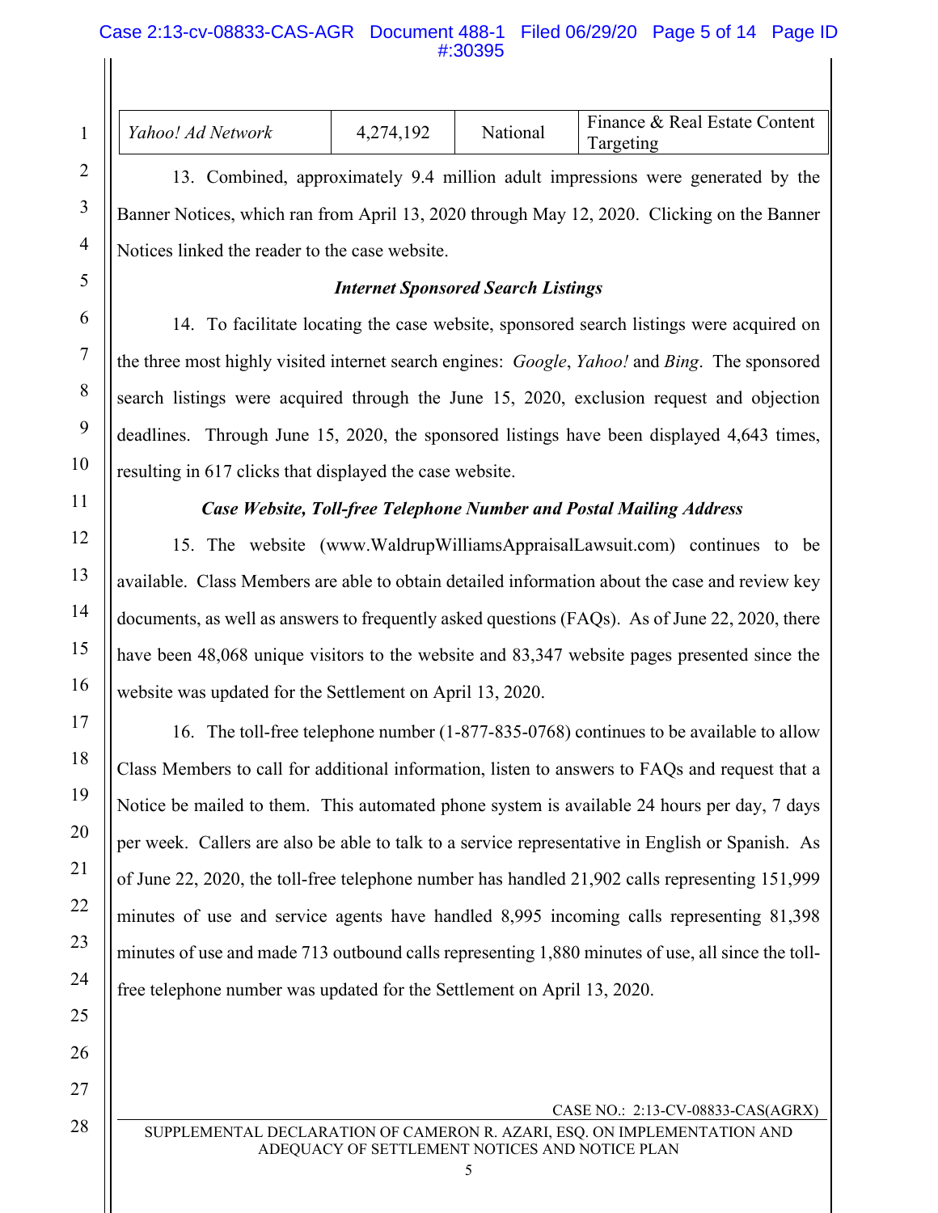| *Yahoo! Ad Network* | 4,274,192 | National | Finance & Real Estate Content Targeting |
|---|---|---|---|

13. Combined, approximately 9.4 million adult impressions were generated by the Banner Notices, which ran from April 13, 2020 through May 12, 2020. Clicking on the Banner Notices linked the reader to the case website.

***Internet Sponsored Search Listings***

14. To facilitate locating the case website, sponsored search listings were acquired on the three most highly visited internet search engines: *Google*, *Yahoo!* and *Bing*. The sponsored search listings were acquired through the June 15, 2020, exclusion request and objection deadlines. Through June 15, 2020, the sponsored listings have been displayed 4,643 times, resulting in 617 clicks that displayed the case website.

***Case Website, Toll-free Telephone Number and Postal Mailing Address***

15. The website (www.WaldrupWilliamsAppraisalLawsuit.com) continues to be available. Class Members are able to obtain detailed information about the case and review key documents, as well as answers to frequently asked questions (FAQs). As of June 22, 2020, there have been 48,068 unique visitors to the website and 83,347 website pages presented since the website was updated for the Settlement on April 13, 2020.

16. The toll-free telephone number (1-877-835-0768) continues to be available to allow Class Members to call for additional information, listen to answers to FAQs and request that a Notice be mailed to them. This automated phone system is available 24 hours per day, 7 days per week. Callers are also be able to talk to a service representative in English or Spanish. As of June 22, 2020, the toll-free telephone number has handled 21,902 calls representing 151,999 minutes of use and service agents have handled 8,995 incoming calls representing 81,398 minutes of use and made 713 outbound calls representing 1,880 minutes of use, all since the toll-free telephone number was updated for the Settlement on April 13, 2020.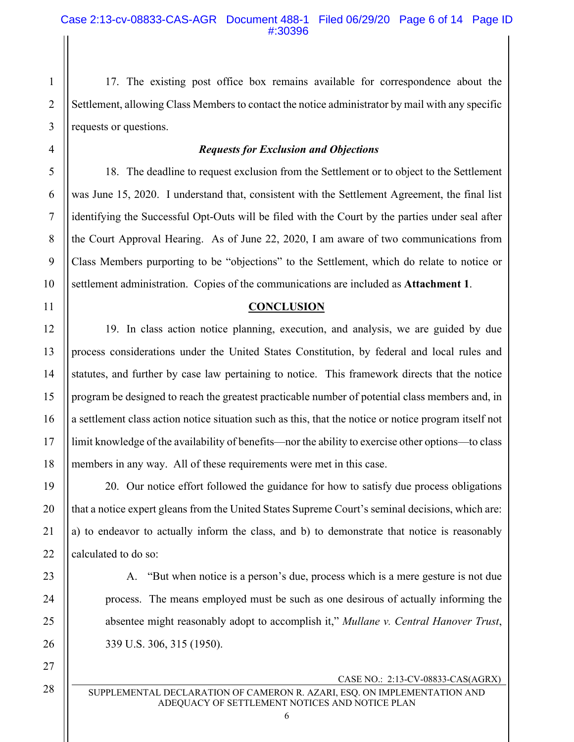17. The existing post office box remains available for correspondence about the Settlement, allowing Class Members to contact the notice administrator by mail with any specific requests or questions.

### ***Requests for Exclusion and Objections***

18. The deadline to request exclusion from the Settlement or to object to the Settlement was June 15, 2020. I understand that, consistent with the Settlement Agreement, the final list identifying the Successful Opt-Outs will be filed with the Court by the parties under seal after the Court Approval Hearing. As of June 22, 2020, I am aware of two communications from Class Members purporting to be "objections" to the Settlement, which do relate to notice or settlement administration. Copies of the communications are included as **Attachment 1**.

## **CONCLUSION**

19. In class action notice planning, execution, and analysis, we are guided by due process considerations under the United States Constitution, by federal and local rules and statutes, and further by case law pertaining to notice. This framework directs that the notice program be designed to reach the greatest practicable number of potential class members and, in a settlement class action notice situation such as this, that the notice or notice program itself not limit knowledge of the availability of benefits—nor the ability to exercise other options—to class members in any way. All of these requirements were met in this case.

20. Our notice effort followed the guidance for how to satisfy due process obligations that a notice expert gleans from the United States Supreme Court's seminal decisions, which are: a) to endeavor to actually inform the class, and b) to demonstrate that notice is reasonably calculated to do so:

> A. "But when notice is a person's due, process which is a mere gesture is not due process. The means employed must be such as one desirous of actually informing the absentee might reasonably adopt to accomplish it," *Mullane v. Central Hanover Trust*, 339 U.S. 306, 315 (1950).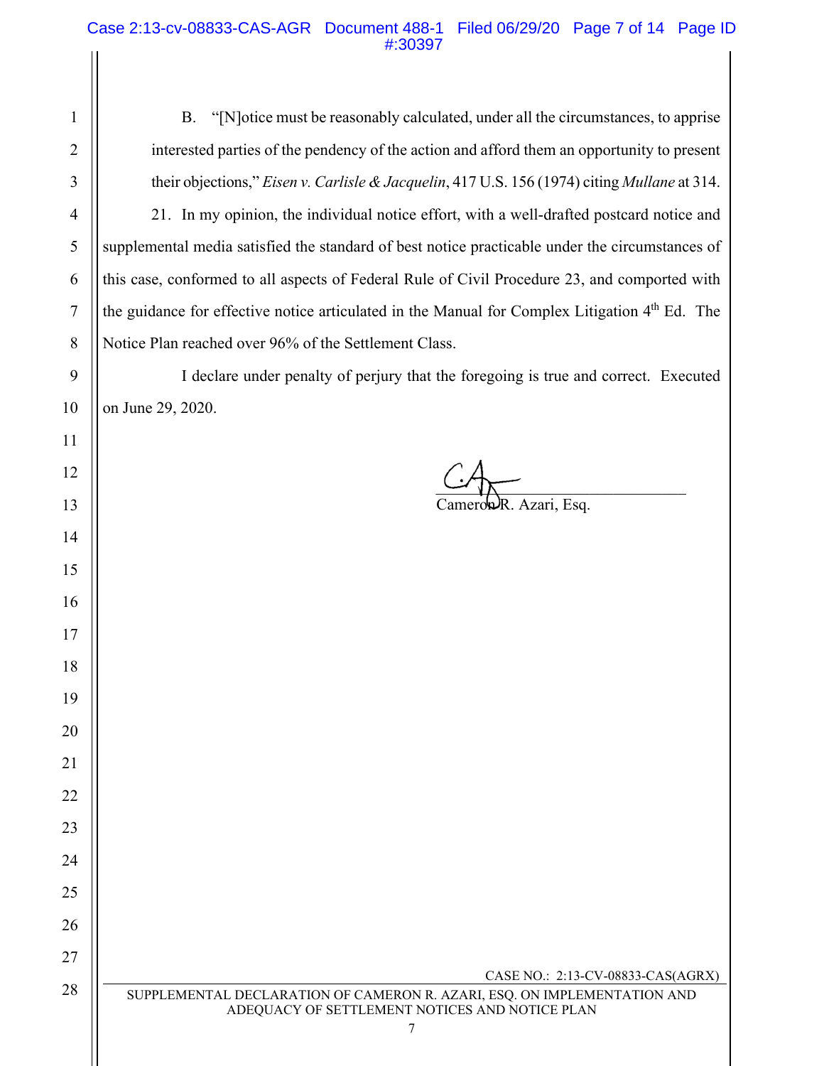B. "[N]otice must be reasonably calculated, under all the circumstances, to apprise interested parties of the pendency of the action and afford them an opportunity to present their objections," *Eisen v. Carlisle & Jacquelin*, 417 U.S. 156 (1974) citing *Mullane* at 314.

21. In my opinion, the individual notice effort, with a well-drafted postcard notice and supplemental media satisfied the standard of best notice practicable under the circumstances of this case, conformed to all aspects of Federal Rule of Civil Procedure 23, and comported with the guidance for effective notice articulated in the Manual for Complex Litigation 4th Ed. The Notice Plan reached over 96% of the Settlement Class.

I declare under penalty of perjury that the foregoing is true and correct. Executed on June 29, 2020.

Cameron R. Azari, Esq.

CASE NO.: 2:13-CV-08833-CAS(AGRX)

SUPPLEMENTAL DECLARATION OF CAMERON R. AZARI, ESQ. ON IMPLEMENTATION AND ADEQUACY OF SETTLEMENT NOTICES AND NOTICE PLAN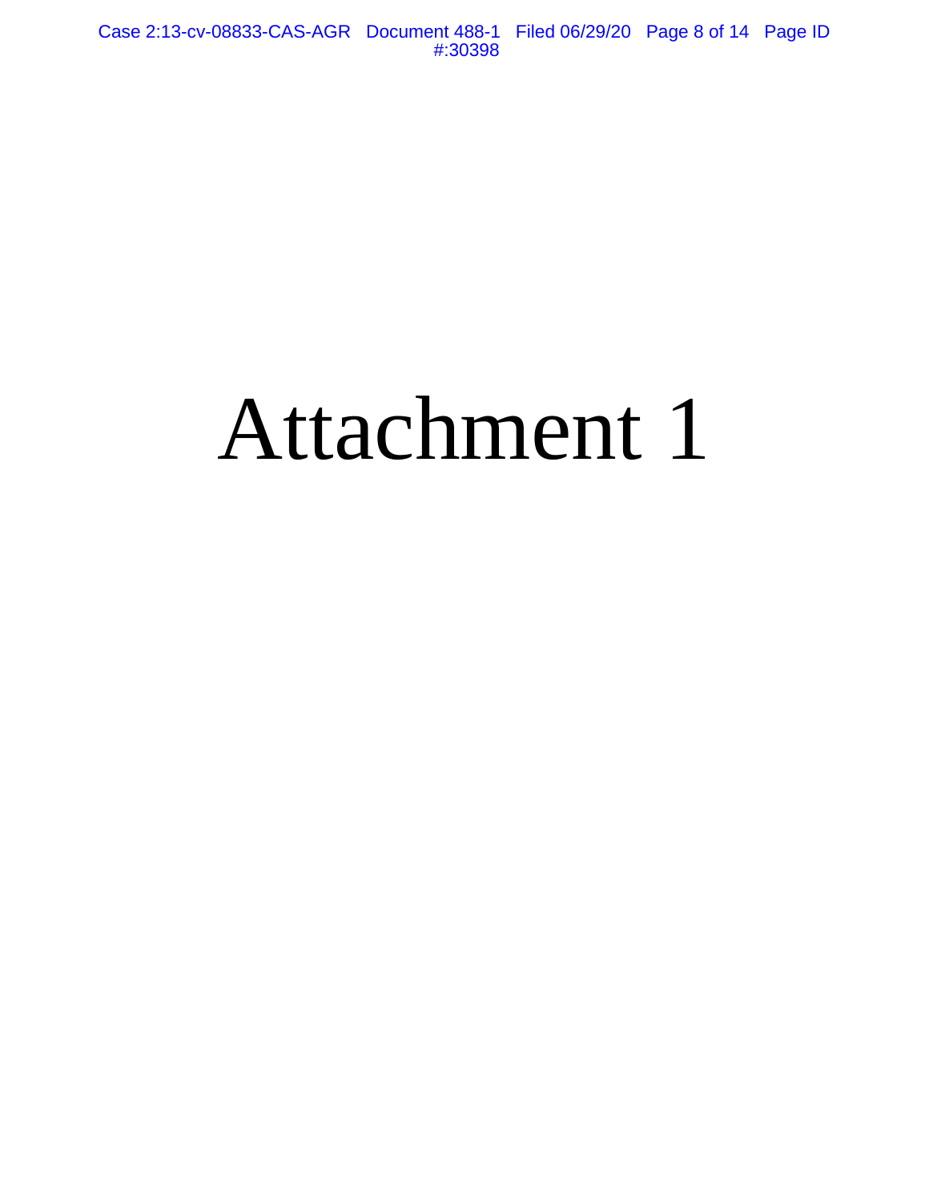# Attachment 1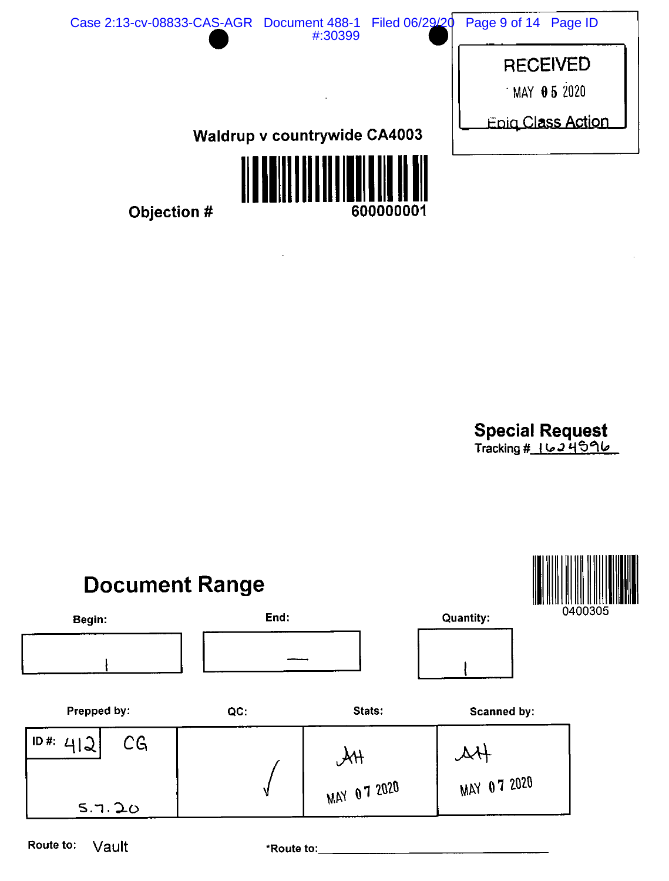RECEIVED
MAY 05 2020
Epiq Class Action

**Waldrup v countrywide CA4003**

**Objection #** 600000001

**Special Request**
Tracking # 1624596

# Document Range

0400305

| Begin: | End: | Quantity: |
| --- | --- | --- |
| 1 | — | 1 |

| Prepped by: | QC: | Stats: | Scanned by: |
| --- | --- | --- | --- |
| ID #: 412 CG 5.7.20 | √ | AH MAY 07 2020 | AH MAY 07 2020 |

Route to: Vault

*Route to: ______________________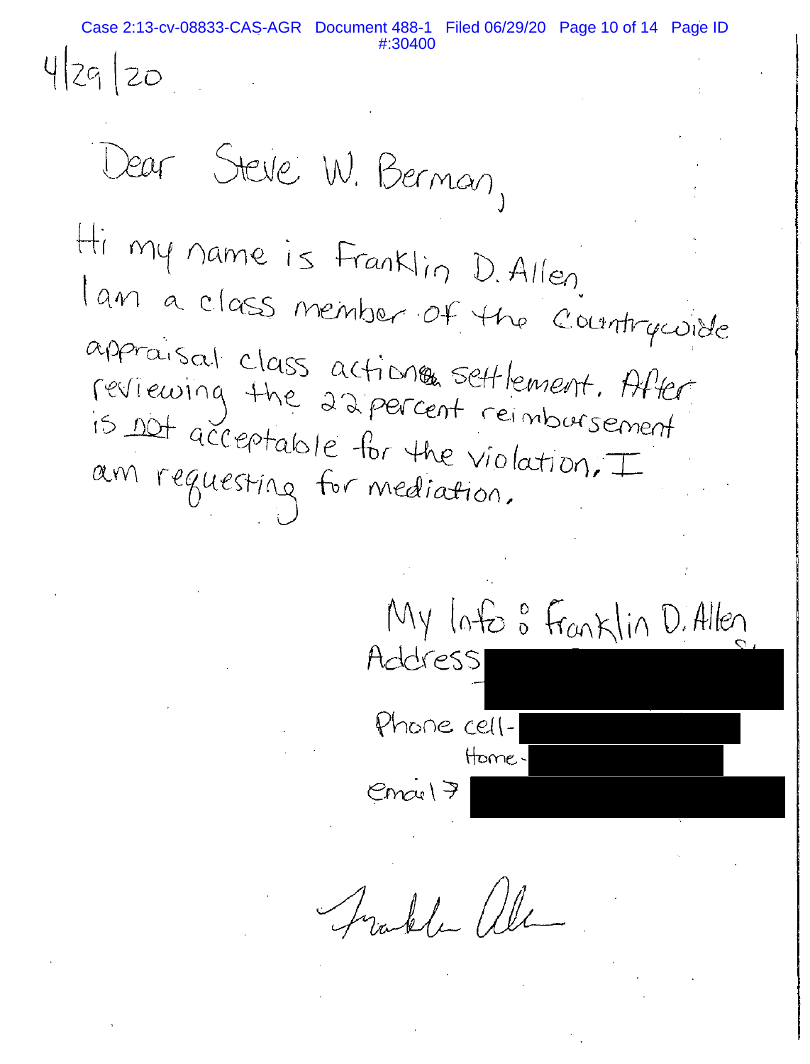4/29/20

Dear Steve W. Berman,

Hi my name is Franklin D. Allen. I am a class member of the Countrywide appraisal class action settlement. After reviewing the 22 percent reimbursement is not acceptable for the violation. I am requesting for mediation.

My Info: Franklin D. Allen

Address

Phone cell-

Home-

Email→

Franklin Allen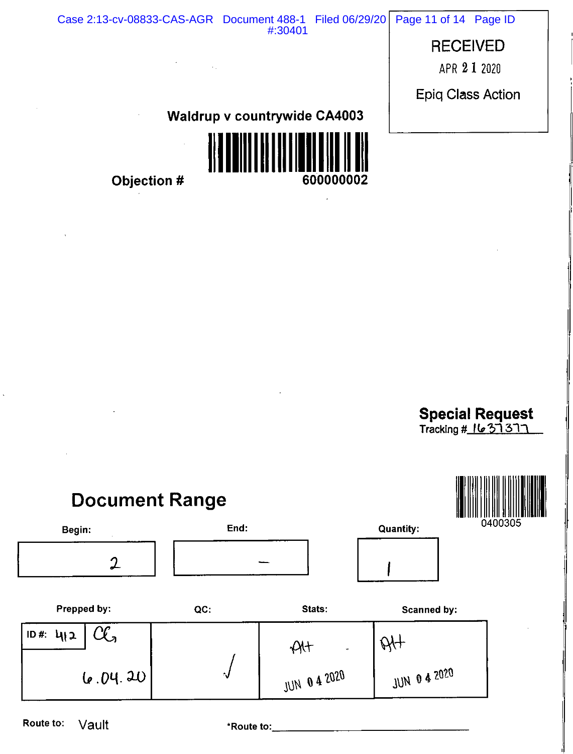RECEIVED

APR 21 2020

Epiq Class Action

**Waldrup v countrywide CA4003**

**Objection #** 600000002

**Special Request**

Tracking # 1637377

0400305

## Document Range

| Begin: | End: | Quantity: |
|---|---|---|
| 2 | – | 1 |

| Prepped by: | QC: | Stats: | Scanned by: |
|---|---|---|---|
| ID #: 412 CG 6.04.20 | √ | AH JUN 04 2020 | AH JUN 04 2020 |

Route to: Vault

*Route to: ______________________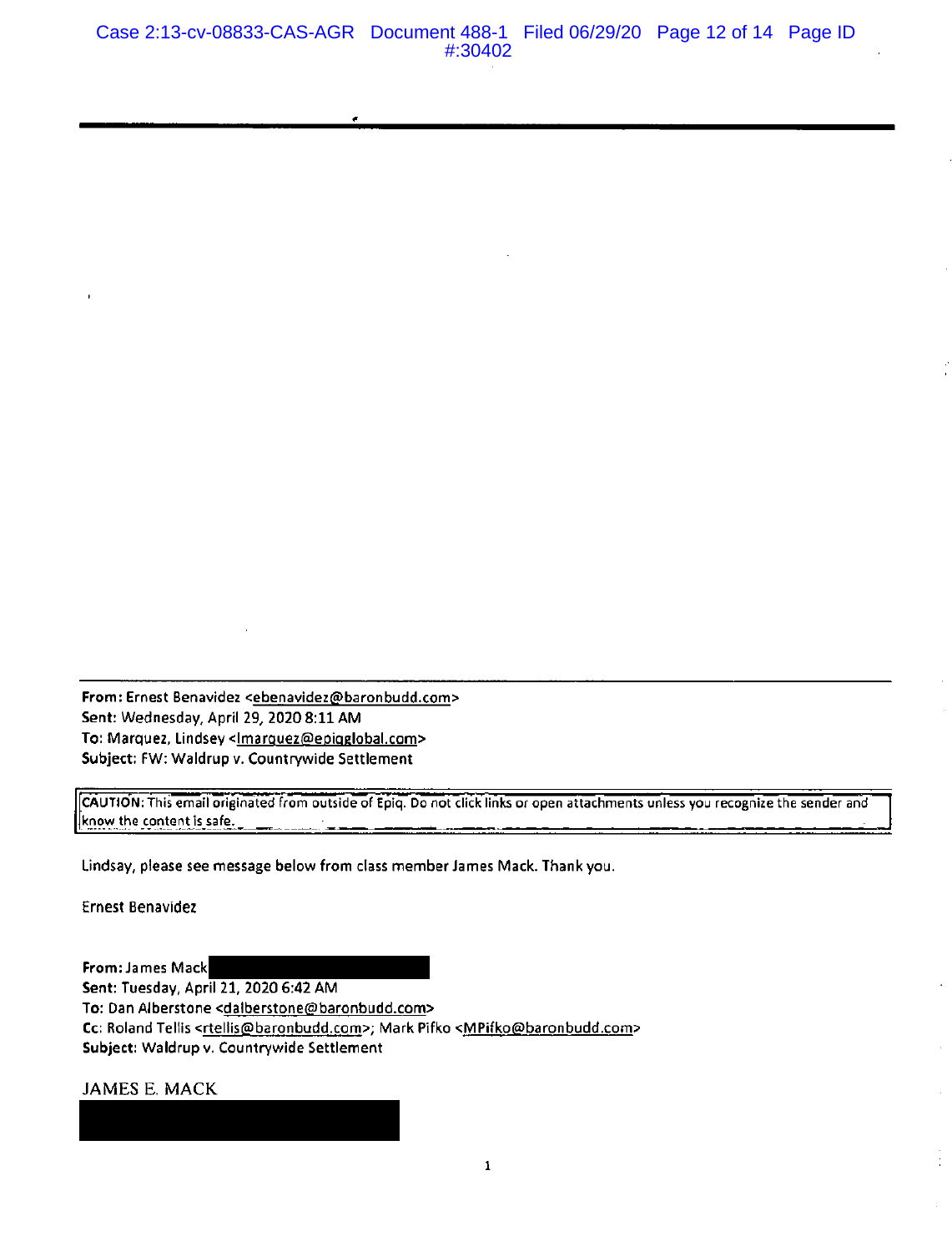**From:** Ernest Benavidez <ebenavidez@baronbudd.com>
**Sent:** Wednesday, April 29, 2020 8:11 AM
**To:** Marquez, Lindsey <lmarquez@epiqglobal.com>
**Subject:** FW: Waldrup v. Countrywide Settlement

CAUTION: This email originated from outside of Epiq. Do not click links or open attachments unless you recognize the sender and know the content is safe.

Lindsay, please see message below from class member James Mack. Thank you.

Ernest Benavidez

**From:** James Mack
**Sent:** Tuesday, April 21, 2020 6:42 AM
**To:** Dan Alberstone <dalberstone@baronbudd.com>
**Cc:** Roland Tellis <rtellis@baronbudd.com>; Mark Pifko <MPifko@baronbudd.com>
**Subject:** Waldrup v. Countrywide Settlement

JAMES E. MACK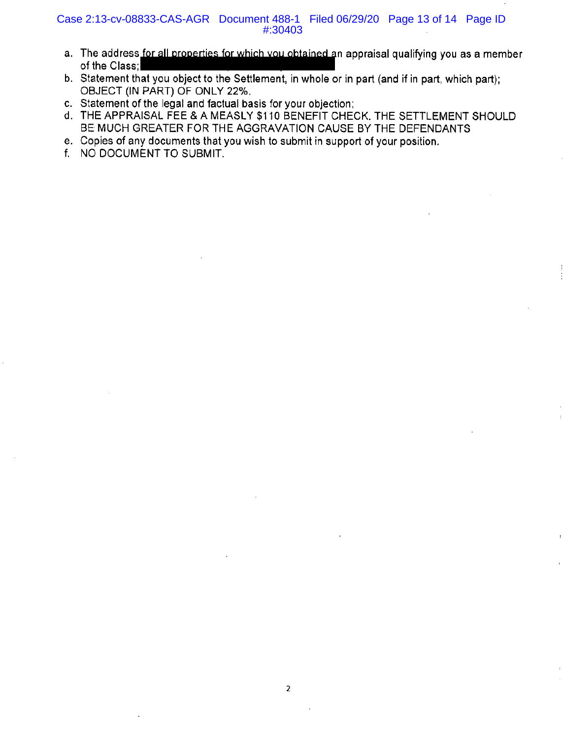a. The address for all properties for which you obtained an appraisal qualifying you as a member of the Class; [REDACTED]
b. Statement that you object to the Settlement, in whole or in part (and if in part, which part); OBJECT (IN PART) OF ONLY 22%.
c. Statement of the legal and factual basis for your objection;
d. THE APPRAISAL FEE & A MEASLY $110 BENEFIT CHECK. THE SETTLEMENT SHOULD BE MUCH GREATER FOR THE AGGRAVATION CAUSE BY THE DEFENDANTS
e. Copies of any documents that you wish to submit in support of your position.
f. NO DOCUMENT TO SUBMIT.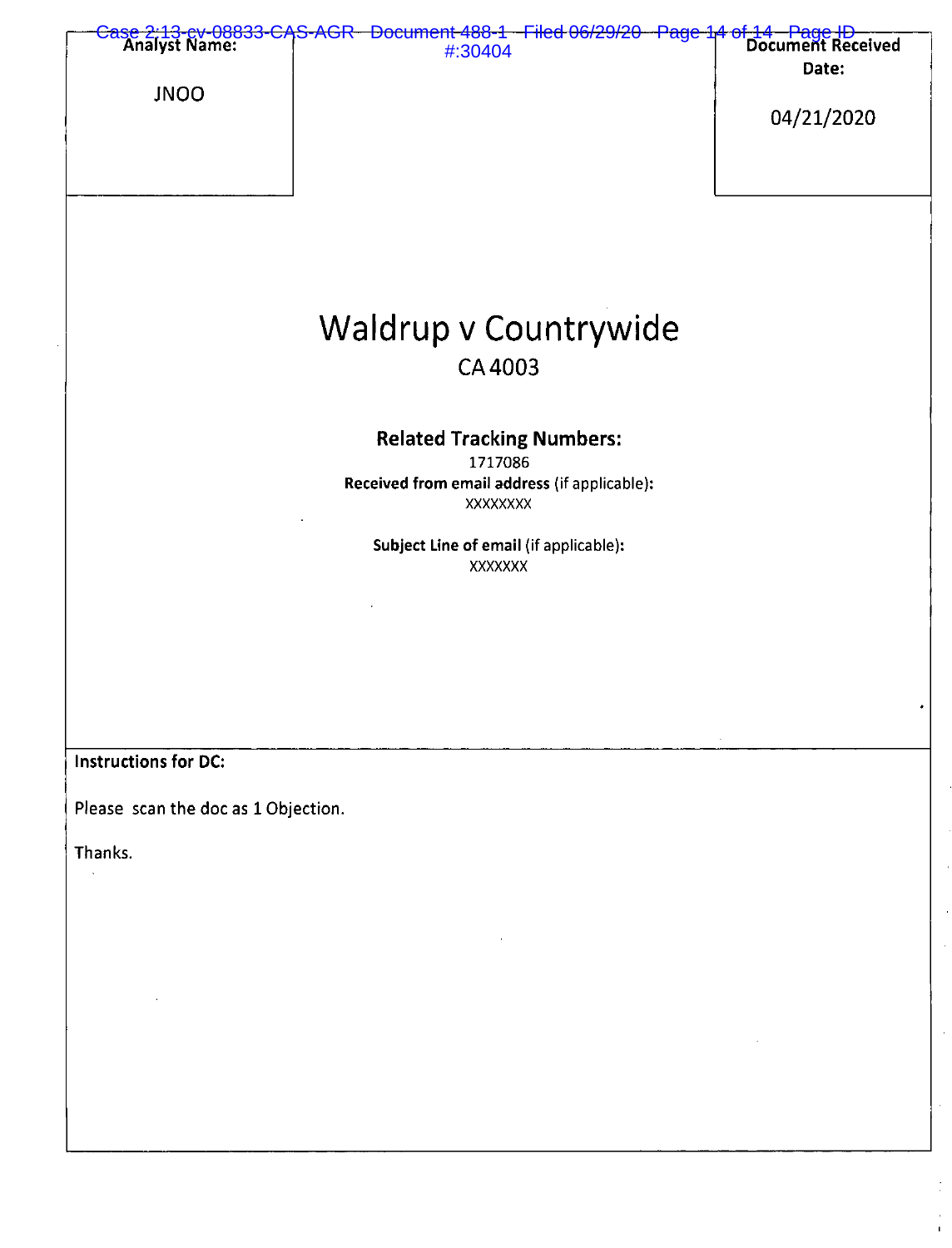**Analyst Name:**

JNOO

**Document Received Date:**

04/21/2020

# Waldrup v Countrywide

CA 4003

**Related Tracking Numbers:**

1717086

**Received from email address** (if applicable):

XXXXXXXX

**Subject Line of email** (if applicable):

XXXXXXX

**Instructions for DC:**

Please scan the doc as 1 Objection.

Thanks.